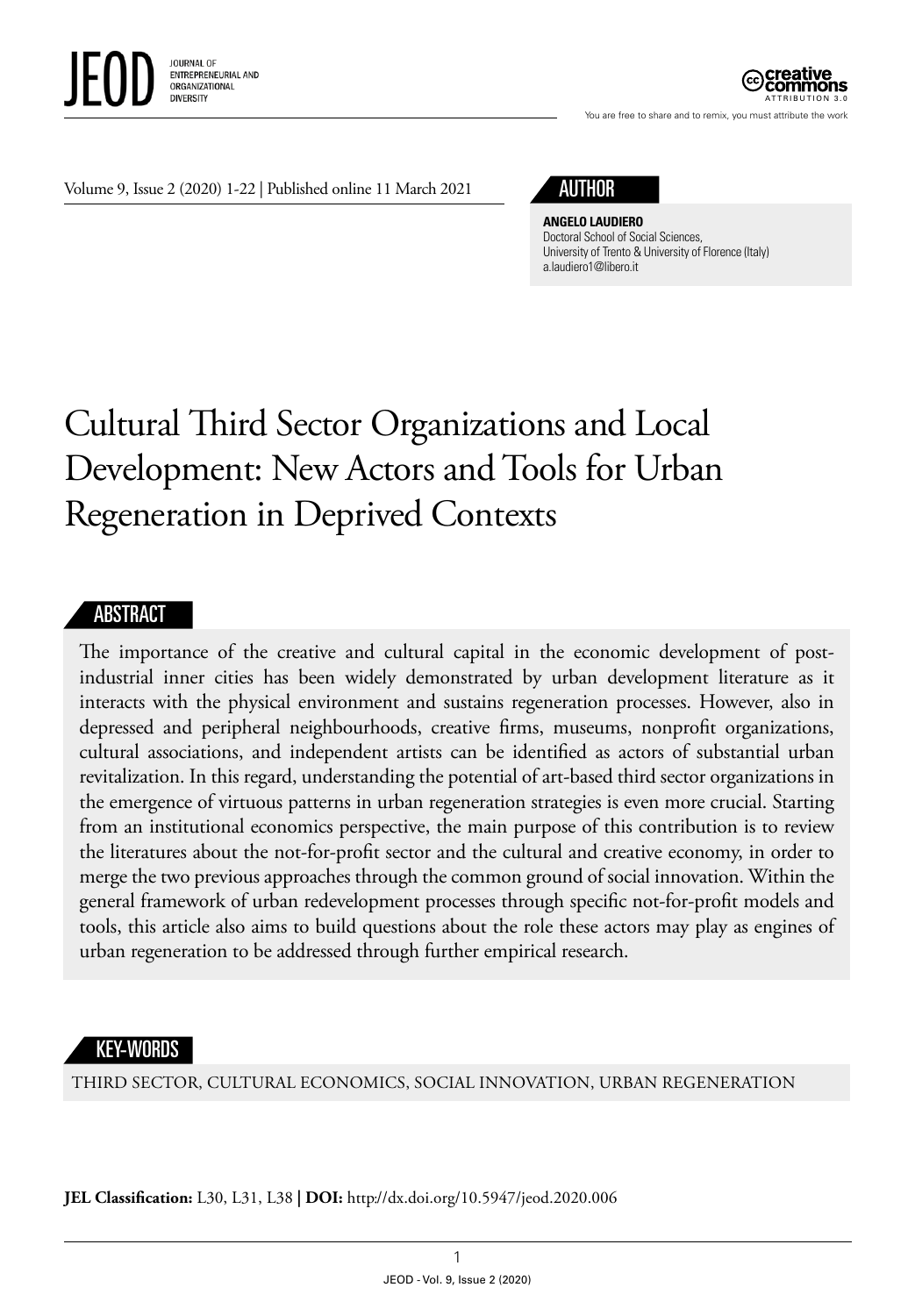# Cultural Third Sector Organizations and Local Development: New Actors and Tools for Urban Regeneration in Deprived Contexts

## AUTHOR

**ANGELO LAUDIERO**
Doctoral School of Social Sciences,
University of Trento & University of Florence (Italy)
a.laudiero1@libero.it

## ABSTRACT

The importance of the creative and cultural capital in the economic development of post-industrial inner cities has been widely demonstrated by urban development literature as it interacts with the physical environment and sustains regeneration processes. However, also in depressed and peripheral neighbourhoods, creative firms, museums, nonprofit organizations, cultural associations, and independent artists can be identified as actors of substantial urban revitalization. In this regard, understanding the potential of art-based third sector organizations in the emergence of virtuous patterns in urban regeneration strategies is even more crucial. Starting from an institutional economics perspective, the main purpose of this contribution is to review the literatures about the not-for-profit sector and the cultural and creative economy, in order to merge the two previous approaches through the common ground of social innovation. Within the general framework of urban redevelopment processes through specific not-for-profit models and tools, this article also aims to build questions about the role these actors may play as engines of urban regeneration to be addressed through further empirical research.

## KEY-WORDS

THIRD SECTOR, CULTURAL ECONOMICS, SOCIAL INNOVATION, URBAN REGENERATION

**JEL Classification:** L30, L31, L38 **| DOI:** http://dx.doi.org/10.5947/jeod.2020.006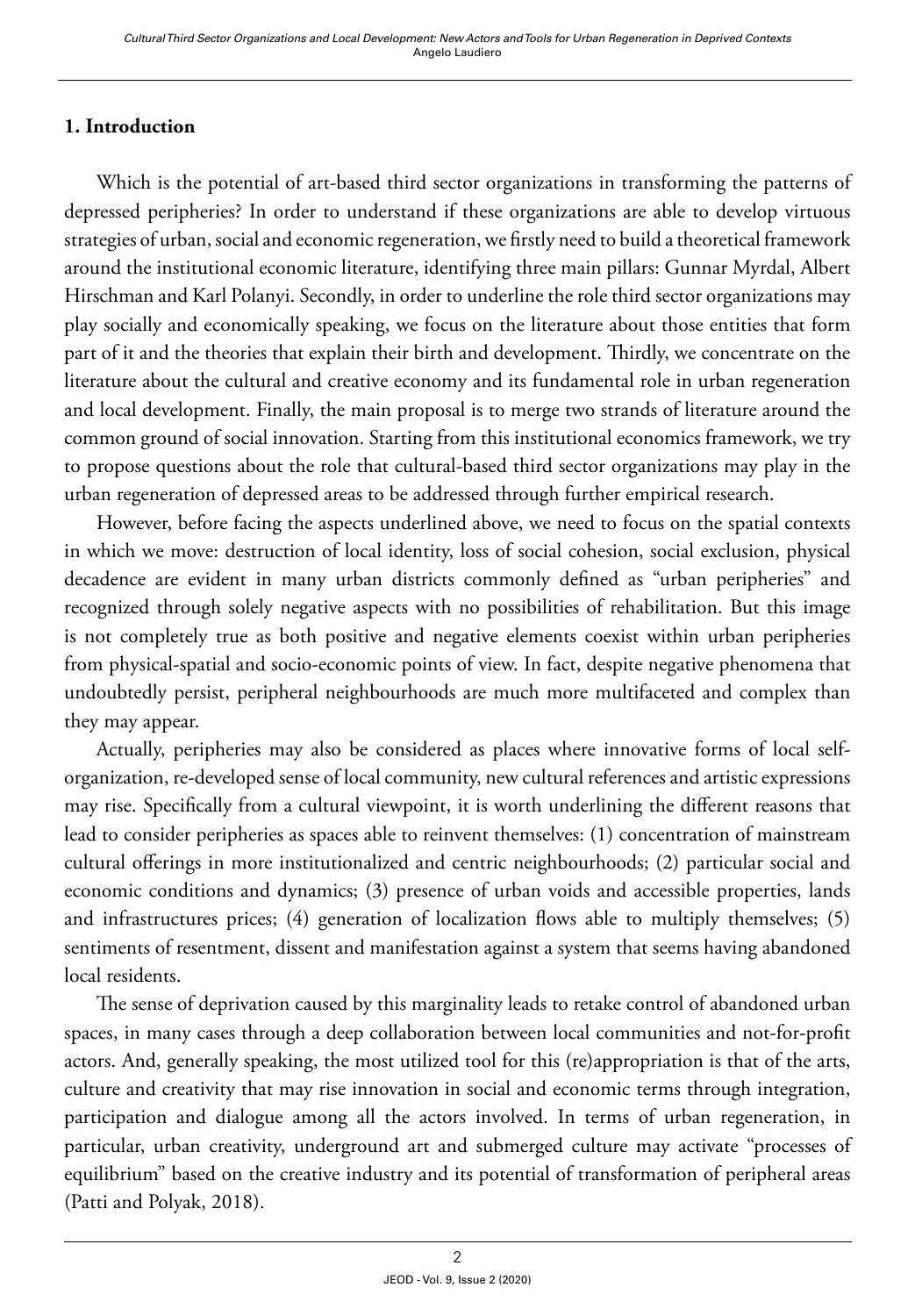## 1. Introduction

Which is the potential of art-based third sector organizations in transforming the patterns of depressed peripheries? In order to understand if these organizations are able to develop virtuous strategies of urban, social and economic regeneration, we firstly need to build a theoretical framework around the institutional economic literature, identifying three main pillars: Gunnar Myrdal, Albert Hirschman and Karl Polanyi. Secondly, in order to underline the role third sector organizations may play socially and economically speaking, we focus on the literature about those entities that form part of it and the theories that explain their birth and development. Thirdly, we concentrate on the literature about the cultural and creative economy and its fundamental role in urban regeneration and local development. Finally, the main proposal is to merge two strands of literature around the common ground of social innovation. Starting from this institutional economics framework, we try to propose questions about the role that cultural-based third sector organizations may play in the urban regeneration of depressed areas to be addressed through further empirical research.

However, before facing the aspects underlined above, we need to focus on the spatial contexts in which we move: destruction of local identity, loss of social cohesion, social exclusion, physical decadence are evident in many urban districts commonly defined as "urban peripheries" and recognized through solely negative aspects with no possibilities of rehabilitation. But this image is not completely true as both positive and negative elements coexist within urban peripheries from physical-spatial and socio-economic points of view. In fact, despite negative phenomena that undoubtedly persist, peripheral neighbourhoods are much more multifaceted and complex than they may appear.

Actually, peripheries may also be considered as places where innovative forms of local self-organization, re-developed sense of local community, new cultural references and artistic expressions may rise. Specifically from a cultural viewpoint, it is worth underlining the different reasons that lead to consider peripheries as spaces able to reinvent themselves: (1) concentration of mainstream cultural offerings in more institutionalized and centric neighbourhoods; (2) particular social and economic conditions and dynamics; (3) presence of urban voids and accessible properties, lands and infrastructures prices; (4) generation of localization flows able to multiply themselves; (5) sentiments of resentment, dissent and manifestation against a system that seems having abandoned local residents.

The sense of deprivation caused by this marginality leads to retake control of abandoned urban spaces, in many cases through a deep collaboration between local communities and not-for-profit actors. And, generally speaking, the most utilized tool for this (re)appropriation is that of the arts, culture and creativity that may rise innovation in social and economic terms through integration, participation and dialogue among all the actors involved. In terms of urban regeneration, in particular, urban creativity, underground art and submerged culture may activate "processes of equilibrium" based on the creative industry and its potential of transformation of peripheral areas (Patti and Polyak, 2018).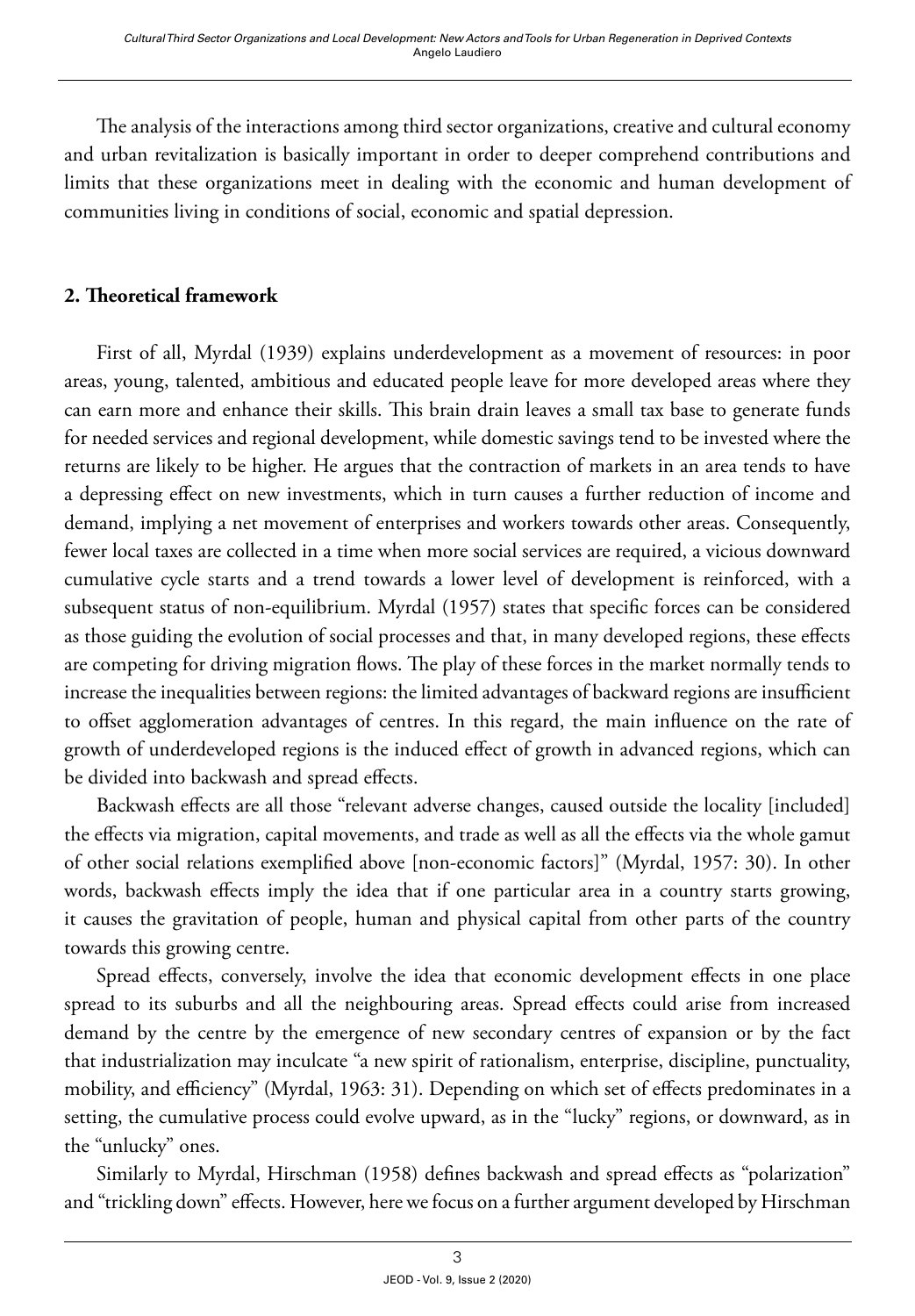The analysis of the interactions among third sector organizations, creative and cultural economy and urban revitalization is basically important in order to deeper comprehend contributions and limits that these organizations meet in dealing with the economic and human development of communities living in conditions of social, economic and spatial depression.

## 2. Theoretical framework

First of all, Myrdal (1939) explains underdevelopment as a movement of resources: in poor areas, young, talented, ambitious and educated people leave for more developed areas where they can earn more and enhance their skills. This brain drain leaves a small tax base to generate funds for needed services and regional development, while domestic savings tend to be invested where the returns are likely to be higher. He argues that the contraction of markets in an area tends to have a depressing effect on new investments, which in turn causes a further reduction of income and demand, implying a net movement of enterprises and workers towards other areas. Consequently, fewer local taxes are collected in a time when more social services are required, a vicious downward cumulative cycle starts and a trend towards a lower level of development is reinforced, with a subsequent status of non-equilibrium. Myrdal (1957) states that specific forces can be considered as those guiding the evolution of social processes and that, in many developed regions, these effects are competing for driving migration flows. The play of these forces in the market normally tends to increase the inequalities between regions: the limited advantages of backward regions are insufficient to offset agglomeration advantages of centres. In this regard, the main influence on the rate of growth of underdeveloped regions is the induced effect of growth in advanced regions, which can be divided into backwash and spread effects.

Backwash effects are all those "relevant adverse changes, caused outside the locality [included] the effects via migration, capital movements, and trade as well as all the effects via the whole gamut of other social relations exemplified above [non-economic factors]" (Myrdal, 1957: 30). In other words, backwash effects imply the idea that if one particular area in a country starts growing, it causes the gravitation of people, human and physical capital from other parts of the country towards this growing centre.

Spread effects, conversely, involve the idea that economic development effects in one place spread to its suburbs and all the neighbouring areas. Spread effects could arise from increased demand by the centre by the emergence of new secondary centres of expansion or by the fact that industrialization may inculcate "a new spirit of rationalism, enterprise, discipline, punctuality, mobility, and efficiency" (Myrdal, 1963: 31). Depending on which set of effects predominates in a setting, the cumulative process could evolve upward, as in the "lucky" regions, or downward, as in the "unlucky" ones.

Similarly to Myrdal, Hirschman (1958) defines backwash and spread effects as "polarization" and "trickling down" effects. However, here we focus on a further argument developed by Hirschman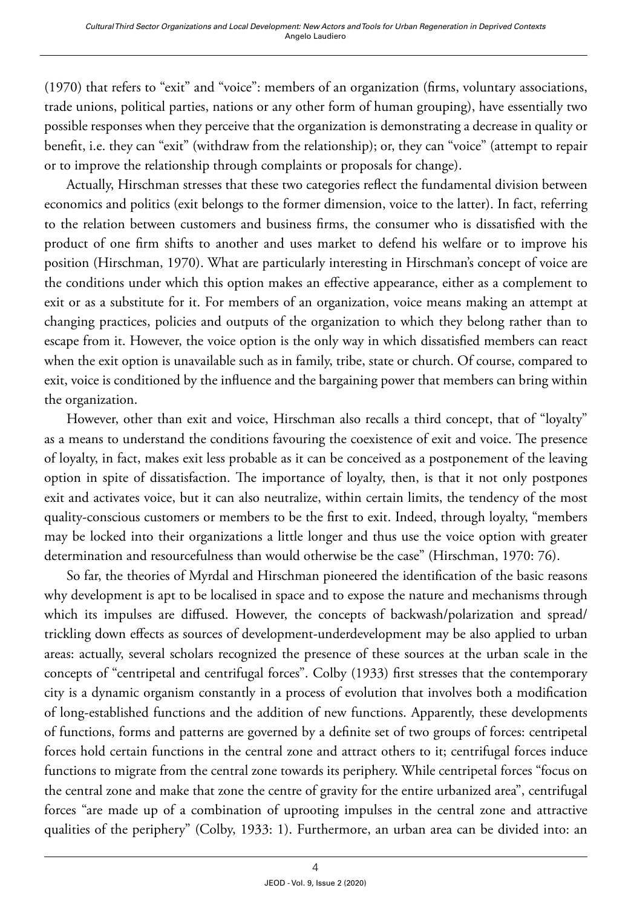(1970) that refers to "exit" and "voice": members of an organization (firms, voluntary associations, trade unions, political parties, nations or any other form of human grouping), have essentially two possible responses when they perceive that the organization is demonstrating a decrease in quality or benefit, i.e. they can "exit" (withdraw from the relationship); or, they can "voice" (attempt to repair or to improve the relationship through complaints or proposals for change).

Actually, Hirschman stresses that these two categories reflect the fundamental division between economics and politics (exit belongs to the former dimension, voice to the latter). In fact, referring to the relation between customers and business firms, the consumer who is dissatisfied with the product of one firm shifts to another and uses market to defend his welfare or to improve his position (Hirschman, 1970). What are particularly interesting in Hirschman's concept of voice are the conditions under which this option makes an effective appearance, either as a complement to exit or as a substitute for it. For members of an organization, voice means making an attempt at changing practices, policies and outputs of the organization to which they belong rather than to escape from it. However, the voice option is the only way in which dissatisfied members can react when the exit option is unavailable such as in family, tribe, state or church. Of course, compared to exit, voice is conditioned by the influence and the bargaining power that members can bring within the organization.

However, other than exit and voice, Hirschman also recalls a third concept, that of "loyalty" as a means to understand the conditions favouring the coexistence of exit and voice. The presence of loyalty, in fact, makes exit less probable as it can be conceived as a postponement of the leaving option in spite of dissatisfaction. The importance of loyalty, then, is that it not only postpones exit and activates voice, but it can also neutralize, within certain limits, the tendency of the most quality-conscious customers or members to be the first to exit. Indeed, through loyalty, "members may be locked into their organizations a little longer and thus use the voice option with greater determination and resourcefulness than would otherwise be the case" (Hirschman, 1970: 76).

So far, the theories of Myrdal and Hirschman pioneered the identification of the basic reasons why development is apt to be localised in space and to expose the nature and mechanisms through which its impulses are diffused. However, the concepts of backwash/polarization and spread/trickling down effects as sources of development-underdevelopment may be also applied to urban areas: actually, several scholars recognized the presence of these sources at the urban scale in the concepts of "centripetal and centrifugal forces". Colby (1933) first stresses that the contemporary city is a dynamic organism constantly in a process of evolution that involves both a modification of long-established functions and the addition of new functions. Apparently, these developments of functions, forms and patterns are governed by a definite set of two groups of forces: centripetal forces hold certain functions in the central zone and attract others to it; centrifugal forces induce functions to migrate from the central zone towards its periphery. While centripetal forces "focus on the central zone and make that zone the centre of gravity for the entire urbanized area", centrifugal forces "are made up of a combination of uprooting impulses in the central zone and attractive qualities of the periphery" (Colby, 1933: 1). Furthermore, an urban area can be divided into: an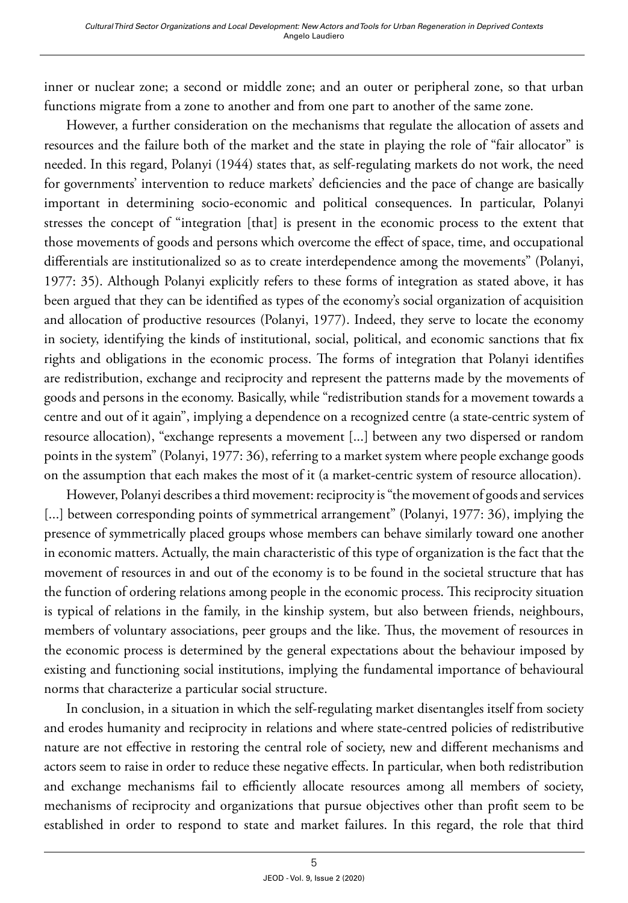inner or nuclear zone; a second or middle zone; and an outer or peripheral zone, so that urban functions migrate from a zone to another and from one part to another of the same zone.

However, a further consideration on the mechanisms that regulate the allocation of assets and resources and the failure both of the market and the state in playing the role of "fair allocator" is needed. In this regard, Polanyi (1944) states that, as self-regulating markets do not work, the need for governments' intervention to reduce markets' deficiencies and the pace of change are basically important in determining socio-economic and political consequences. In particular, Polanyi stresses the concept of "integration [that] is present in the economic process to the extent that those movements of goods and persons which overcome the effect of space, time, and occupational differentials are institutionalized so as to create interdependence among the movements" (Polanyi, 1977: 35). Although Polanyi explicitly refers to these forms of integration as stated above, it has been argued that they can be identified as types of the economy's social organization of acquisition and allocation of productive resources (Polanyi, 1977). Indeed, they serve to locate the economy in society, identifying the kinds of institutional, social, political, and economic sanctions that fix rights and obligations in the economic process. The forms of integration that Polanyi identifies are redistribution, exchange and reciprocity and represent the patterns made by the movements of goods and persons in the economy. Basically, while "redistribution stands for a movement towards a centre and out of it again", implying a dependence on a recognized centre (a state-centric system of resource allocation), "exchange represents a movement [...] between any two dispersed or random points in the system" (Polanyi, 1977: 36), referring to a market system where people exchange goods on the assumption that each makes the most of it (a market-centric system of resource allocation).

However, Polanyi describes a third movement: reciprocity is "the movement of goods and services [...] between corresponding points of symmetrical arrangement" (Polanyi, 1977: 36), implying the presence of symmetrically placed groups whose members can behave similarly toward one another in economic matters. Actually, the main characteristic of this type of organization is the fact that the movement of resources in and out of the economy is to be found in the societal structure that has the function of ordering relations among people in the economic process. This reciprocity situation is typical of relations in the family, in the kinship system, but also between friends, neighbours, members of voluntary associations, peer groups and the like. Thus, the movement of resources in the economic process is determined by the general expectations about the behaviour imposed by existing and functioning social institutions, implying the fundamental importance of behavioural norms that characterize a particular social structure.

In conclusion, in a situation in which the self-regulating market disentangles itself from society and erodes humanity and reciprocity in relations and where state-centred policies of redistributive nature are not effective in restoring the central role of society, new and different mechanisms and actors seem to raise in order to reduce these negative effects. In particular, when both redistribution and exchange mechanisms fail to efficiently allocate resources among all members of society, mechanisms of reciprocity and organizations that pursue objectives other than profit seem to be established in order to respond to state and market failures. In this regard, the role that third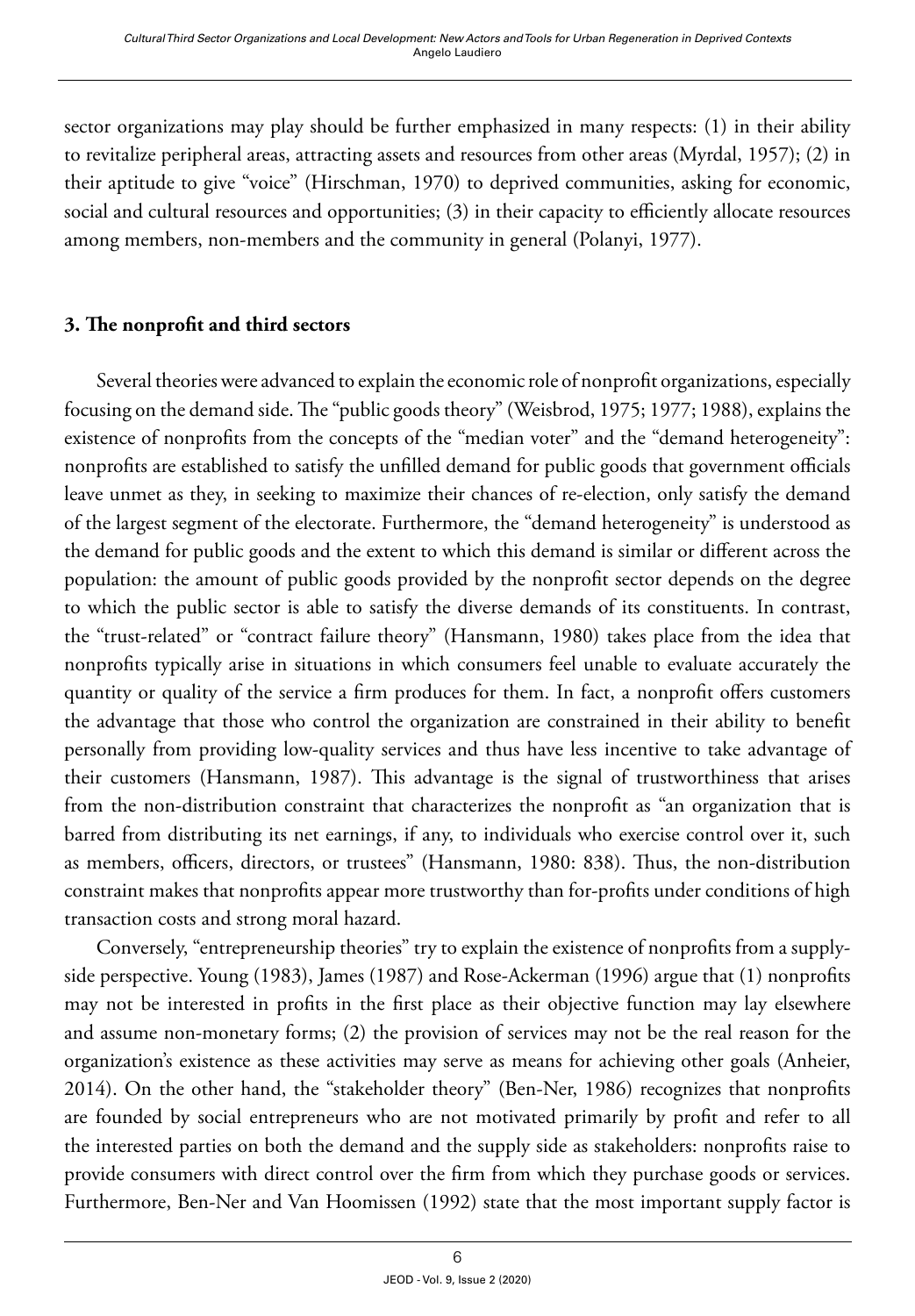sector organizations may play should be further emphasized in many respects: (1) in their ability to revitalize peripheral areas, attracting assets and resources from other areas (Myrdal, 1957); (2) in their aptitude to give "voice" (Hirschman, 1970) to deprived communities, asking for economic, social and cultural resources and opportunities; (3) in their capacity to efficiently allocate resources among members, non-members and the community in general (Polanyi, 1977).

## 3. The nonprofit and third sectors

Several theories were advanced to explain the economic role of nonprofit organizations, especially focusing on the demand side. The "public goods theory" (Weisbrod, 1975; 1977; 1988), explains the existence of nonprofits from the concepts of the "median voter" and the "demand heterogeneity": nonprofits are established to satisfy the unfilled demand for public goods that government officials leave unmet as they, in seeking to maximize their chances of re-election, only satisfy the demand of the largest segment of the electorate. Furthermore, the "demand heterogeneity" is understood as the demand for public goods and the extent to which this demand is similar or different across the population: the amount of public goods provided by the nonprofit sector depends on the degree to which the public sector is able to satisfy the diverse demands of its constituents. In contrast, the "trust-related" or "contract failure theory" (Hansmann, 1980) takes place from the idea that nonprofits typically arise in situations in which consumers feel unable to evaluate accurately the quantity or quality of the service a firm produces for them. In fact, a nonprofit offers customers the advantage that those who control the organization are constrained in their ability to benefit personally from providing low-quality services and thus have less incentive to take advantage of their customers (Hansmann, 1987). This advantage is the signal of trustworthiness that arises from the non-distribution constraint that characterizes the nonprofit as "an organization that is barred from distributing its net earnings, if any, to individuals who exercise control over it, such as members, officers, directors, or trustees" (Hansmann, 1980: 838). Thus, the non-distribution constraint makes that nonprofits appear more trustworthy than for-profits under conditions of high transaction costs and strong moral hazard.

Conversely, "entrepreneurship theories" try to explain the existence of nonprofits from a supply-side perspective. Young (1983), James (1987) and Rose-Ackerman (1996) argue that (1) nonprofits may not be interested in profits in the first place as their objective function may lay elsewhere and assume non-monetary forms; (2) the provision of services may not be the real reason for the organization's existence as these activities may serve as means for achieving other goals (Anheier, 2014). On the other hand, the "stakeholder theory" (Ben-Ner, 1986) recognizes that nonprofits are founded by social entrepreneurs who are not motivated primarily by profit and refer to all the interested parties on both the demand and the supply side as stakeholders: nonprofits raise to provide consumers with direct control over the firm from which they purchase goods or services. Furthermore, Ben-Ner and Van Hoomissen (1992) state that the most important supply factor is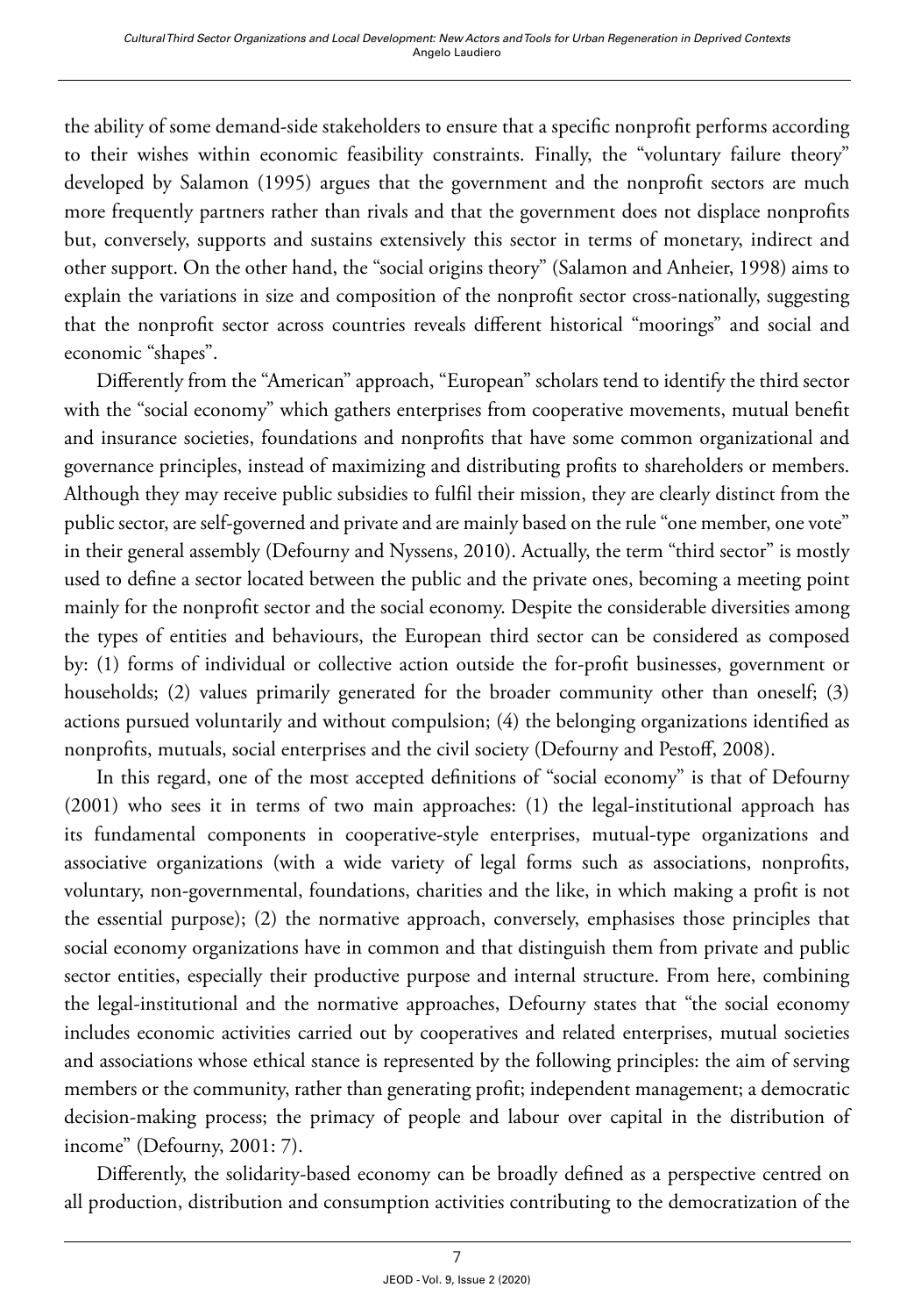the ability of some demand-side stakeholders to ensure that a specific nonprofit performs according to their wishes within economic feasibility constraints. Finally, the "voluntary failure theory" developed by Salamon (1995) argues that the government and the nonprofit sectors are much more frequently partners rather than rivals and that the government does not displace nonprofits but, conversely, supports and sustains extensively this sector in terms of monetary, indirect and other support. On the other hand, the "social origins theory" (Salamon and Anheier, 1998) aims to explain the variations in size and composition of the nonprofit sector cross-nationally, suggesting that the nonprofit sector across countries reveals different historical "moorings" and social and economic "shapes".

Differently from the "American" approach, "European" scholars tend to identify the third sector with the "social economy" which gathers enterprises from cooperative movements, mutual benefit and insurance societies, foundations and nonprofits that have some common organizational and governance principles, instead of maximizing and distributing profits to shareholders or members. Although they may receive public subsidies to fulfil their mission, they are clearly distinct from the public sector, are self-governed and private and are mainly based on the rule "one member, one vote" in their general assembly (Defourny and Nyssens, 2010). Actually, the term "third sector" is mostly used to define a sector located between the public and the private ones, becoming a meeting point mainly for the nonprofit sector and the social economy. Despite the considerable diversities among the types of entities and behaviours, the European third sector can be considered as composed by: (1) forms of individual or collective action outside the for-profit businesses, government or households; (2) values primarily generated for the broader community other than oneself; (3) actions pursued voluntarily and without compulsion; (4) the belonging organizations identified as nonprofits, mutuals, social enterprises and the civil society (Defourny and Pestoff, 2008).

In this regard, one of the most accepted definitions of "social economy" is that of Defourny (2001) who sees it in terms of two main approaches: (1) the legal-institutional approach has its fundamental components in cooperative-style enterprises, mutual-type organizations and associative organizations (with a wide variety of legal forms such as associations, nonprofits, voluntary, non-governmental, foundations, charities and the like, in which making a profit is not the essential purpose); (2) the normative approach, conversely, emphasises those principles that social economy organizations have in common and that distinguish them from private and public sector entities, especially their productive purpose and internal structure. From here, combining the legal-institutional and the normative approaches, Defourny states that "the social economy includes economic activities carried out by cooperatives and related enterprises, mutual societies and associations whose ethical stance is represented by the following principles: the aim of serving members or the community, rather than generating profit; independent management; a democratic decision-making process; the primacy of people and labour over capital in the distribution of income" (Defourny, 2001: 7).

Differently, the solidarity-based economy can be broadly defined as a perspective centred on all production, distribution and consumption activities contributing to the democratization of the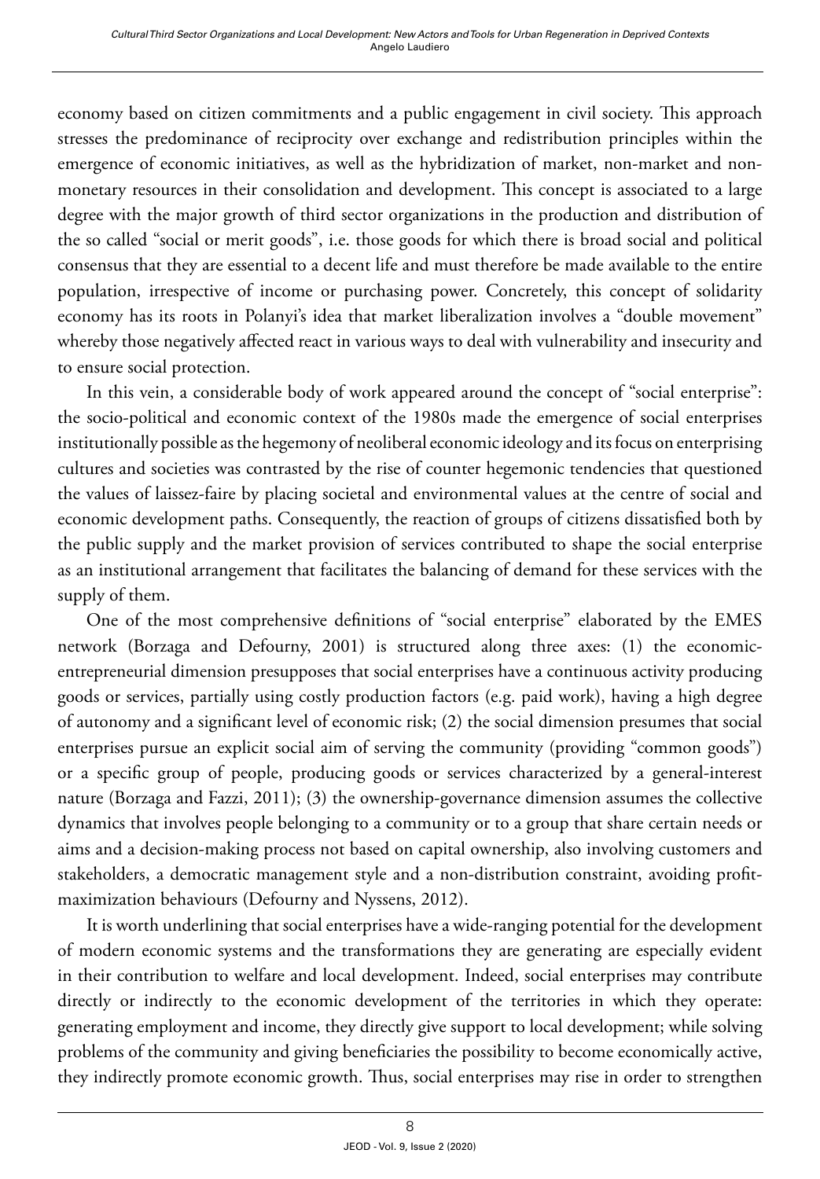economy based on citizen commitments and a public engagement in civil society. This approach stresses the predominance of reciprocity over exchange and redistribution principles within the emergence of economic initiatives, as well as the hybridization of market, non-market and non-monetary resources in their consolidation and development. This concept is associated to a large degree with the major growth of third sector organizations in the production and distribution of the so called "social or merit goods", i.e. those goods for which there is broad social and political consensus that they are essential to a decent life and must therefore be made available to the entire population, irrespective of income or purchasing power. Concretely, this concept of solidarity economy has its roots in Polanyi's idea that market liberalization involves a "double movement" whereby those negatively affected react in various ways to deal with vulnerability and insecurity and to ensure social protection.

In this vein, a considerable body of work appeared around the concept of "social enterprise": the socio-political and economic context of the 1980s made the emergence of social enterprises institutionally possible as the hegemony of neoliberal economic ideology and its focus on enterprising cultures and societies was contrasted by the rise of counter hegemonic tendencies that questioned the values of laissez-faire by placing societal and environmental values at the centre of social and economic development paths. Consequently, the reaction of groups of citizens dissatisfied both by the public supply and the market provision of services contributed to shape the social enterprise as an institutional arrangement that facilitates the balancing of demand for these services with the supply of them.

One of the most comprehensive definitions of "social enterprise" elaborated by the EMES network (Borzaga and Defourny, 2001) is structured along three axes: (1) the economic-entrepreneurial dimension presupposes that social enterprises have a continuous activity producing goods or services, partially using costly production factors (e.g. paid work), having a high degree of autonomy and a significant level of economic risk; (2) the social dimension presumes that social enterprises pursue an explicit social aim of serving the community (providing "common goods") or a specific group of people, producing goods or services characterized by a general-interest nature (Borzaga and Fazzi, 2011); (3) the ownership-governance dimension assumes the collective dynamics that involves people belonging to a community or to a group that share certain needs or aims and a decision-making process not based on capital ownership, also involving customers and stakeholders, a democratic management style and a non-distribution constraint, avoiding profit-maximization behaviours (Defourny and Nyssens, 2012).

It is worth underlining that social enterprises have a wide-ranging potential for the development of modern economic systems and the transformations they are generating are especially evident in their contribution to welfare and local development. Indeed, social enterprises may contribute directly or indirectly to the economic development of the territories in which they operate: generating employment and income, they directly give support to local development; while solving problems of the community and giving beneficiaries the possibility to become economically active, they indirectly promote economic growth. Thus, social enterprises may rise in order to strengthen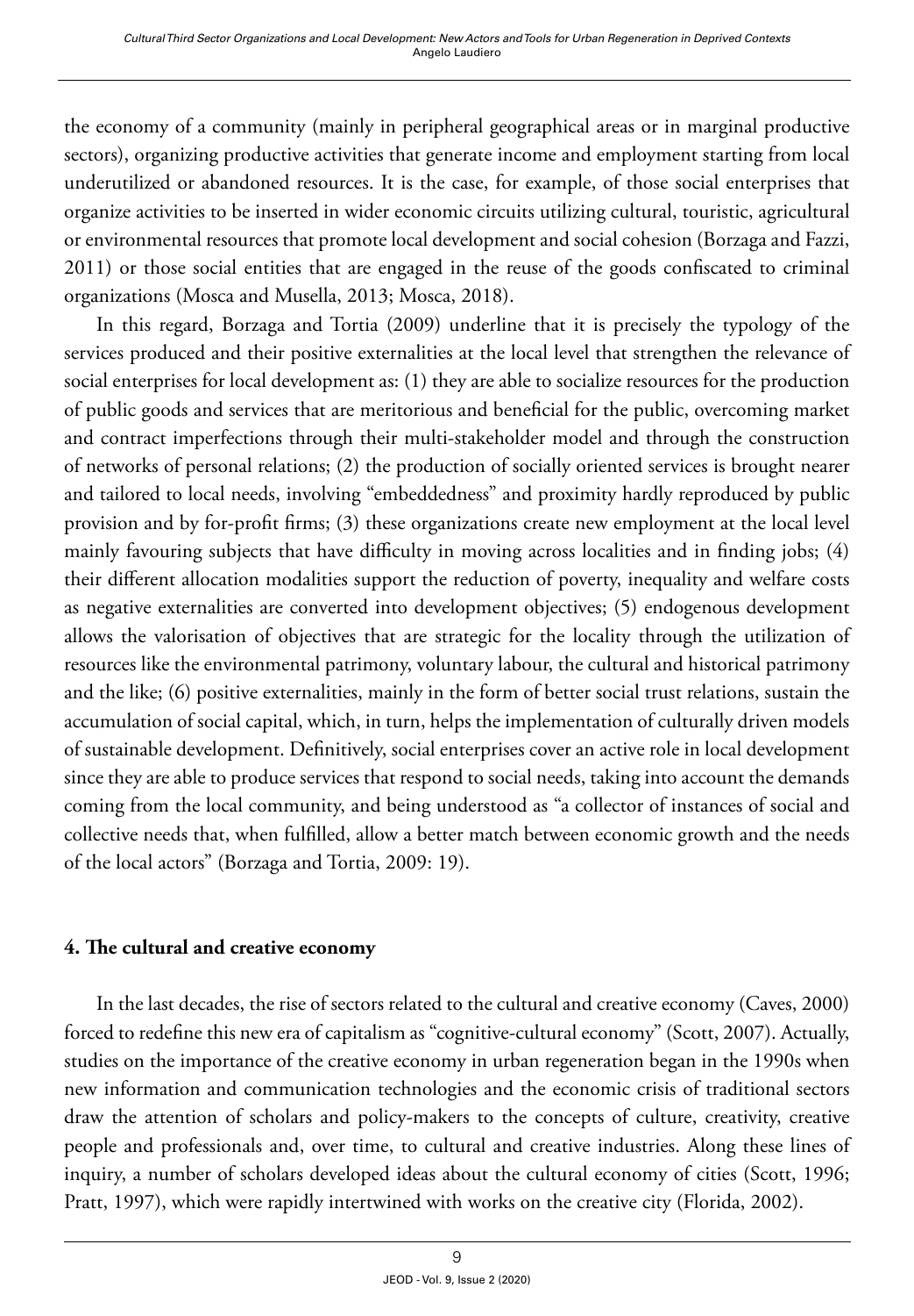the economy of a community (mainly in peripheral geographical areas or in marginal productive sectors), organizing productive activities that generate income and employment starting from local underutilized or abandoned resources. It is the case, for example, of those social enterprises that organize activities to be inserted in wider economic circuits utilizing cultural, touristic, agricultural or environmental resources that promote local development and social cohesion (Borzaga and Fazzi, 2011) or those social entities that are engaged in the reuse of the goods confiscated to criminal organizations (Mosca and Musella, 2013; Mosca, 2018).

In this regard, Borzaga and Tortia (2009) underline that it is precisely the typology of the services produced and their positive externalities at the local level that strengthen the relevance of social enterprises for local development as: (1) they are able to socialize resources for the production of public goods and services that are meritorious and beneficial for the public, overcoming market and contract imperfections through their multi-stakeholder model and through the construction of networks of personal relations; (2) the production of socially oriented services is brought nearer and tailored to local needs, involving "embeddedness" and proximity hardly reproduced by public provision and by for-profit firms; (3) these organizations create new employment at the local level mainly favouring subjects that have difficulty in moving across localities and in finding jobs; (4) their different allocation modalities support the reduction of poverty, inequality and welfare costs as negative externalities are converted into development objectives; (5) endogenous development allows the valorisation of objectives that are strategic for the locality through the utilization of resources like the environmental patrimony, voluntary labour, the cultural and historical patrimony and the like; (6) positive externalities, mainly in the form of better social trust relations, sustain the accumulation of social capital, which, in turn, helps the implementation of culturally driven models of sustainable development. Definitively, social enterprises cover an active role in local development since they are able to produce services that respond to social needs, taking into account the demands coming from the local community, and being understood as "a collector of instances of social and collective needs that, when fulfilled, allow a better match between economic growth and the needs of the local actors" (Borzaga and Tortia, 2009: 19).

## 4. The cultural and creative economy

In the last decades, the rise of sectors related to the cultural and creative economy (Caves, 2000) forced to redefine this new era of capitalism as "cognitive-cultural economy" (Scott, 2007). Actually, studies on the importance of the creative economy in urban regeneration began in the 1990s when new information and communication technologies and the economic crisis of traditional sectors draw the attention of scholars and policy-makers to the concepts of culture, creativity, creative people and professionals and, over time, to cultural and creative industries. Along these lines of inquiry, a number of scholars developed ideas about the cultural economy of cities (Scott, 1996; Pratt, 1997), which were rapidly intertwined with works on the creative city (Florida, 2002).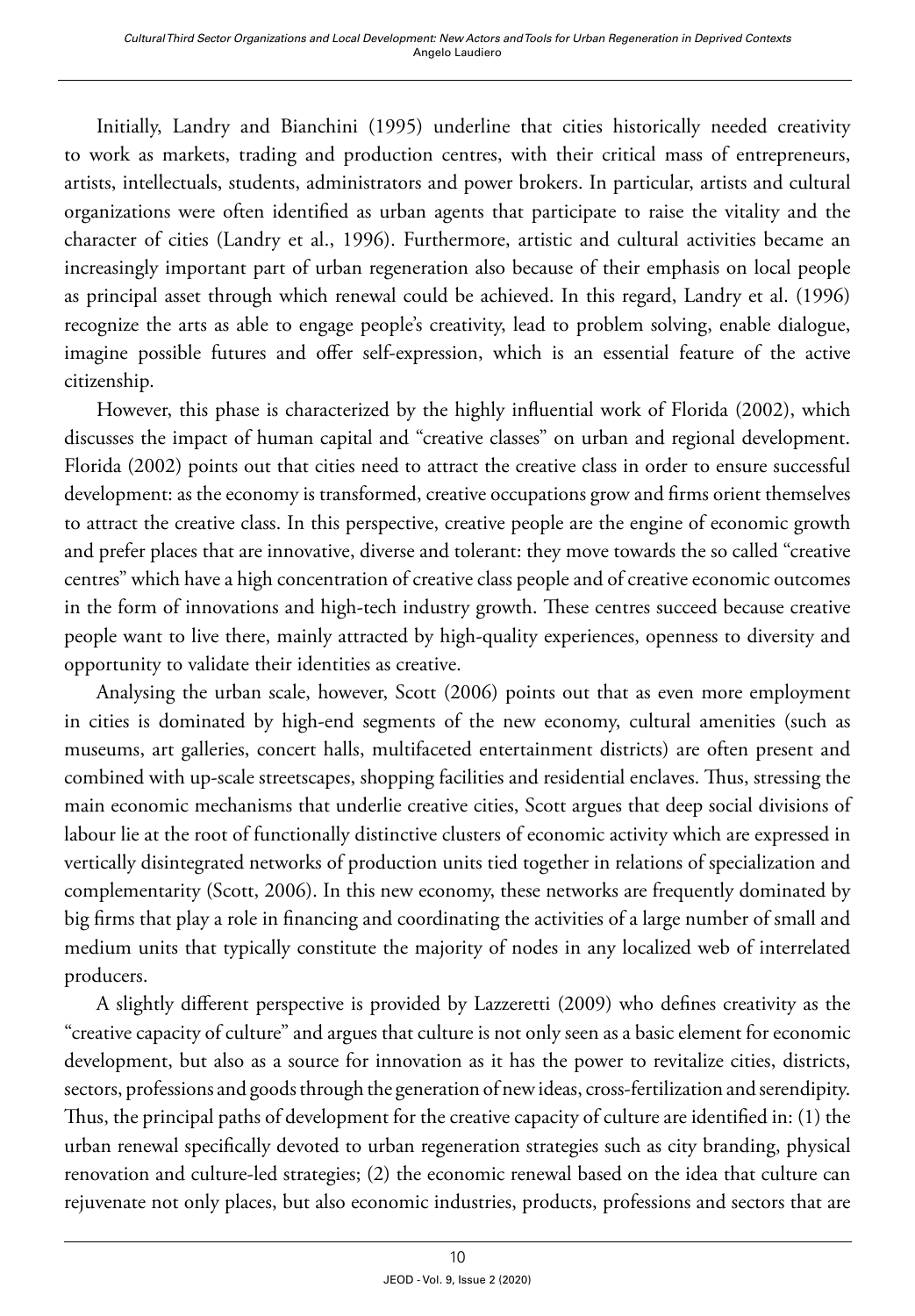Initially, Landry and Bianchini (1995) underline that cities historically needed creativity to work as markets, trading and production centres, with their critical mass of entrepreneurs, artists, intellectuals, students, administrators and power brokers. In particular, artists and cultural organizations were often identified as urban agents that participate to raise the vitality and the character of cities (Landry et al., 1996). Furthermore, artistic and cultural activities became an increasingly important part of urban regeneration also because of their emphasis on local people as principal asset through which renewal could be achieved. In this regard, Landry et al. (1996) recognize the arts as able to engage people's creativity, lead to problem solving, enable dialogue, imagine possible futures and offer self-expression, which is an essential feature of the active citizenship.

However, this phase is characterized by the highly influential work of Florida (2002), which discusses the impact of human capital and "creative classes" on urban and regional development. Florida (2002) points out that cities need to attract the creative class in order to ensure successful development: as the economy is transformed, creative occupations grow and firms orient themselves to attract the creative class. In this perspective, creative people are the engine of economic growth and prefer places that are innovative, diverse and tolerant: they move towards the so called "creative centres" which have a high concentration of creative class people and of creative economic outcomes in the form of innovations and high-tech industry growth. These centres succeed because creative people want to live there, mainly attracted by high-quality experiences, openness to diversity and opportunity to validate their identities as creative.

Analysing the urban scale, however, Scott (2006) points out that as even more employment in cities is dominated by high-end segments of the new economy, cultural amenities (such as museums, art galleries, concert halls, multifaceted entertainment districts) are often present and combined with up-scale streetscapes, shopping facilities and residential enclaves. Thus, stressing the main economic mechanisms that underlie creative cities, Scott argues that deep social divisions of labour lie at the root of functionally distinctive clusters of economic activity which are expressed in vertically disintegrated networks of production units tied together in relations of specialization and complementarity (Scott, 2006). In this new economy, these networks are frequently dominated by big firms that play a role in financing and coordinating the activities of a large number of small and medium units that typically constitute the majority of nodes in any localized web of interrelated producers.

A slightly different perspective is provided by Lazzeretti (2009) who defines creativity as the "creative capacity of culture" and argues that culture is not only seen as a basic element for economic development, but also as a source for innovation as it has the power to revitalize cities, districts, sectors, professions and goods through the generation of new ideas, cross-fertilization and serendipity. Thus, the principal paths of development for the creative capacity of culture are identified in: (1) the urban renewal specifically devoted to urban regeneration strategies such as city branding, physical renovation and culture-led strategies; (2) the economic renewal based on the idea that culture can rejuvenate not only places, but also economic industries, products, professions and sectors that are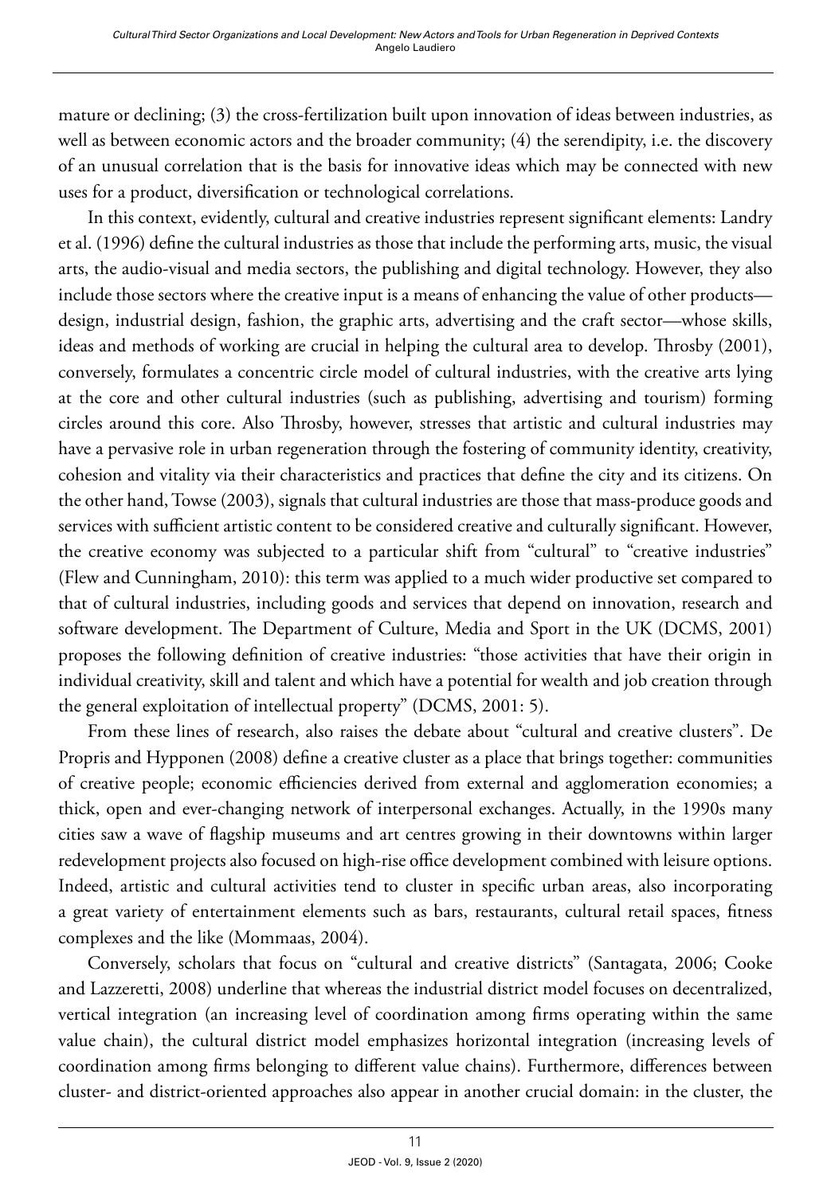mature or declining; (3) the cross-fertilization built upon innovation of ideas between industries, as well as between economic actors and the broader community; (4) the serendipity, i.e. the discovery of an unusual correlation that is the basis for innovative ideas which may be connected with new uses for a product, diversification or technological correlations.

In this context, evidently, cultural and creative industries represent significant elements: Landry et al. (1996) define the cultural industries as those that include the performing arts, music, the visual arts, the audio-visual and media sectors, the publishing and digital technology. However, they also include those sectors where the creative input is a means of enhancing the value of other products—design, industrial design, fashion, the graphic arts, advertising and the craft sector—whose skills, ideas and methods of working are crucial in helping the cultural area to develop. Throsby (2001), conversely, formulates a concentric circle model of cultural industries, with the creative arts lying at the core and other cultural industries (such as publishing, advertising and tourism) forming circles around this core. Also Throsby, however, stresses that artistic and cultural industries may have a pervasive role in urban regeneration through the fostering of community identity, creativity, cohesion and vitality via their characteristics and practices that define the city and its citizens. On the other hand, Towse (2003), signals that cultural industries are those that mass-produce goods and services with sufficient artistic content to be considered creative and culturally significant. However, the creative economy was subjected to a particular shift from "cultural" to "creative industries" (Flew and Cunningham, 2010): this term was applied to a much wider productive set compared to that of cultural industries, including goods and services that depend on innovation, research and software development. The Department of Culture, Media and Sport in the UK (DCMS, 2001) proposes the following definition of creative industries: "those activities that have their origin in individual creativity, skill and talent and which have a potential for wealth and job creation through the general exploitation of intellectual property" (DCMS, 2001: 5).

From these lines of research, also raises the debate about "cultural and creative clusters". De Propris and Hypponen (2008) define a creative cluster as a place that brings together: communities of creative people; economic efficiencies derived from external and agglomeration economies; a thick, open and ever-changing network of interpersonal exchanges. Actually, in the 1990s many cities saw a wave of flagship museums and art centres growing in their downtowns within larger redevelopment projects also focused on high-rise office development combined with leisure options. Indeed, artistic and cultural activities tend to cluster in specific urban areas, also incorporating a great variety of entertainment elements such as bars, restaurants, cultural retail spaces, fitness complexes and the like (Mommaas, 2004).

Conversely, scholars that focus on "cultural and creative districts" (Santagata, 2006; Cooke and Lazzeretti, 2008) underline that whereas the industrial district model focuses on decentralized, vertical integration (an increasing level of coordination among firms operating within the same value chain), the cultural district model emphasizes horizontal integration (increasing levels of coordination among firms belonging to different value chains). Furthermore, differences between cluster- and district-oriented approaches also appear in another crucial domain: in the cluster, the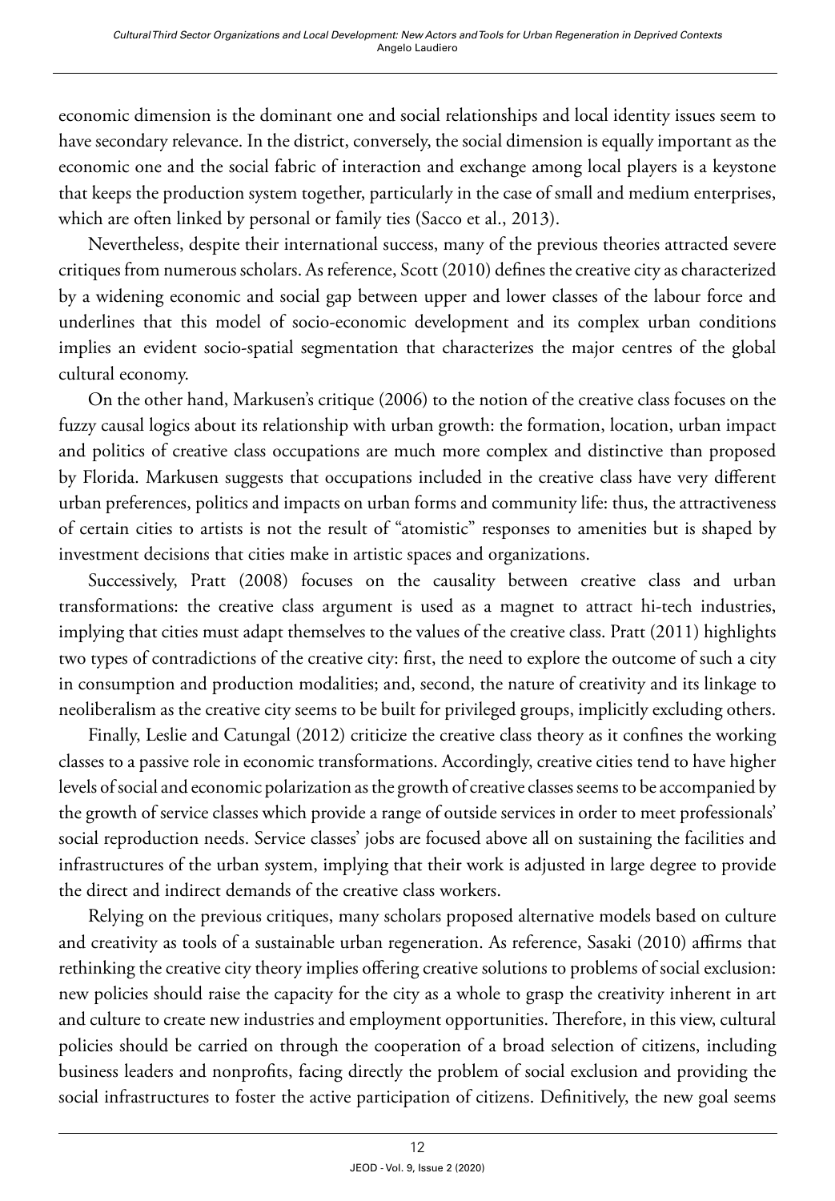economic dimension is the dominant one and social relationships and local identity issues seem to have secondary relevance. In the district, conversely, the social dimension is equally important as the economic one and the social fabric of interaction and exchange among local players is a keystone that keeps the production system together, particularly in the case of small and medium enterprises, which are often linked by personal or family ties (Sacco et al., 2013).

Nevertheless, despite their international success, many of the previous theories attracted severe critiques from numerous scholars. As reference, Scott (2010) defines the creative city as characterized by a widening economic and social gap between upper and lower classes of the labour force and underlines that this model of socio-economic development and its complex urban conditions implies an evident socio-spatial segmentation that characterizes the major centres of the global cultural economy.

On the other hand, Markusen's critique (2006) to the notion of the creative class focuses on the fuzzy causal logics about its relationship with urban growth: the formation, location, urban impact and politics of creative class occupations are much more complex and distinctive than proposed by Florida. Markusen suggests that occupations included in the creative class have very different urban preferences, politics and impacts on urban forms and community life: thus, the attractiveness of certain cities to artists is not the result of "atomistic" responses to amenities but is shaped by investment decisions that cities make in artistic spaces and organizations.

Successively, Pratt (2008) focuses on the causality between creative class and urban transformations: the creative class argument is used as a magnet to attract hi-tech industries, implying that cities must adapt themselves to the values of the creative class. Pratt (2011) highlights two types of contradictions of the creative city: first, the need to explore the outcome of such a city in consumption and production modalities; and, second, the nature of creativity and its linkage to neoliberalism as the creative city seems to be built for privileged groups, implicitly excluding others.

Finally, Leslie and Catungal (2012) criticize the creative class theory as it confines the working classes to a passive role in economic transformations. Accordingly, creative cities tend to have higher levels of social and economic polarization as the growth of creative classes seems to be accompanied by the growth of service classes which provide a range of outside services in order to meet professionals' social reproduction needs. Service classes' jobs are focused above all on sustaining the facilities and infrastructures of the urban system, implying that their work is adjusted in large degree to provide the direct and indirect demands of the creative class workers.

Relying on the previous critiques, many scholars proposed alternative models based on culture and creativity as tools of a sustainable urban regeneration. As reference, Sasaki (2010) affirms that rethinking the creative city theory implies offering creative solutions to problems of social exclusion: new policies should raise the capacity for the city as a whole to grasp the creativity inherent in art and culture to create new industries and employment opportunities. Therefore, in this view, cultural policies should be carried on through the cooperation of a broad selection of citizens, including business leaders and nonprofits, facing directly the problem of social exclusion and providing the social infrastructures to foster the active participation of citizens. Definitively, the new goal seems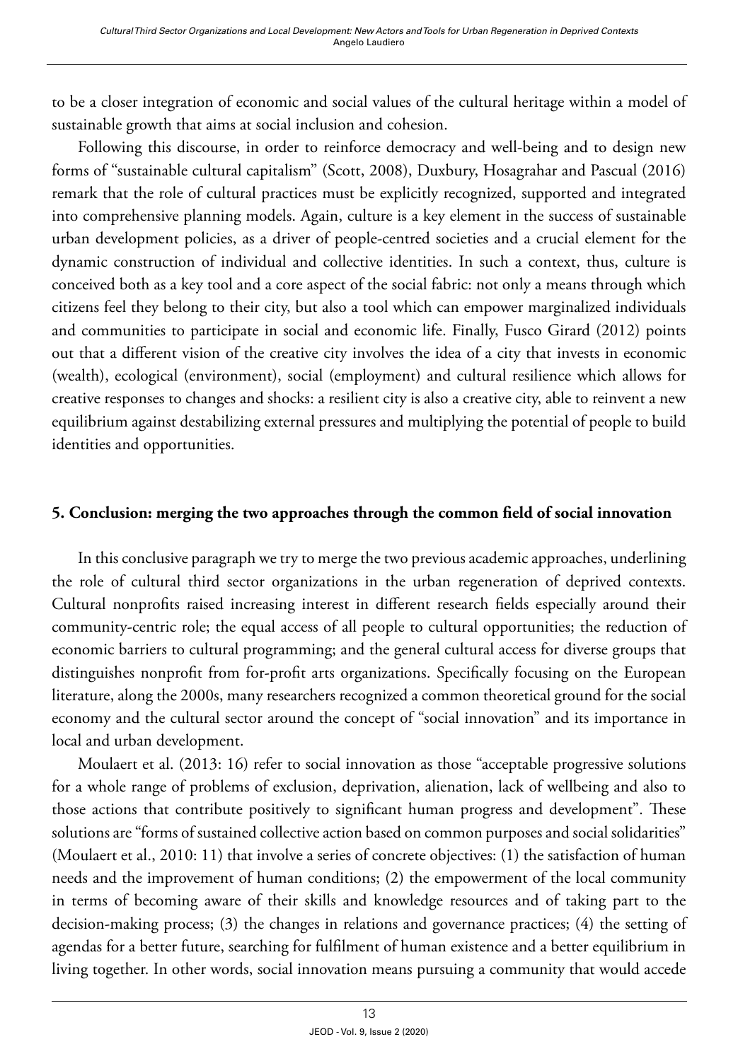to be a closer integration of economic and social values of the cultural heritage within a model of sustainable growth that aims at social inclusion and cohesion.

Following this discourse, in order to reinforce democracy and well-being and to design new forms of "sustainable cultural capitalism" (Scott, 2008), Duxbury, Hosagrahar and Pascual (2016) remark that the role of cultural practices must be explicitly recognized, supported and integrated into comprehensive planning models. Again, culture is a key element in the success of sustainable urban development policies, as a driver of people-centred societies and a crucial element for the dynamic construction of individual and collective identities. In such a context, thus, culture is conceived both as a key tool and a core aspect of the social fabric: not only a means through which citizens feel they belong to their city, but also a tool which can empower marginalized individuals and communities to participate in social and economic life. Finally, Fusco Girard (2012) points out that a different vision of the creative city involves the idea of a city that invests in economic (wealth), ecological (environment), social (employment) and cultural resilience which allows for creative responses to changes and shocks: a resilient city is also a creative city, able to reinvent a new equilibrium against destabilizing external pressures and multiplying the potential of people to build identities and opportunities.

## 5. Conclusion: merging the two approaches through the common field of social innovation

In this conclusive paragraph we try to merge the two previous academic approaches, underlining the role of cultural third sector organizations in the urban regeneration of deprived contexts. Cultural nonprofits raised increasing interest in different research fields especially around their community-centric role; the equal access of all people to cultural opportunities; the reduction of economic barriers to cultural programming; and the general cultural access for diverse groups that distinguishes nonprofit from for-profit arts organizations. Specifically focusing on the European literature, along the 2000s, many researchers recognized a common theoretical ground for the social economy and the cultural sector around the concept of "social innovation" and its importance in local and urban development.

Moulaert et al. (2013: 16) refer to social innovation as those "acceptable progressive solutions for a whole range of problems of exclusion, deprivation, alienation, lack of wellbeing and also to those actions that contribute positively to significant human progress and development". These solutions are "forms of sustained collective action based on common purposes and social solidarities" (Moulaert et al., 2010: 11) that involve a series of concrete objectives: (1) the satisfaction of human needs and the improvement of human conditions; (2) the empowerment of the local community in terms of becoming aware of their skills and knowledge resources and of taking part to the decision-making process; (3) the changes in relations and governance practices; (4) the setting of agendas for a better future, searching for fulfilment of human existence and a better equilibrium in living together. In other words, social innovation means pursuing a community that would accede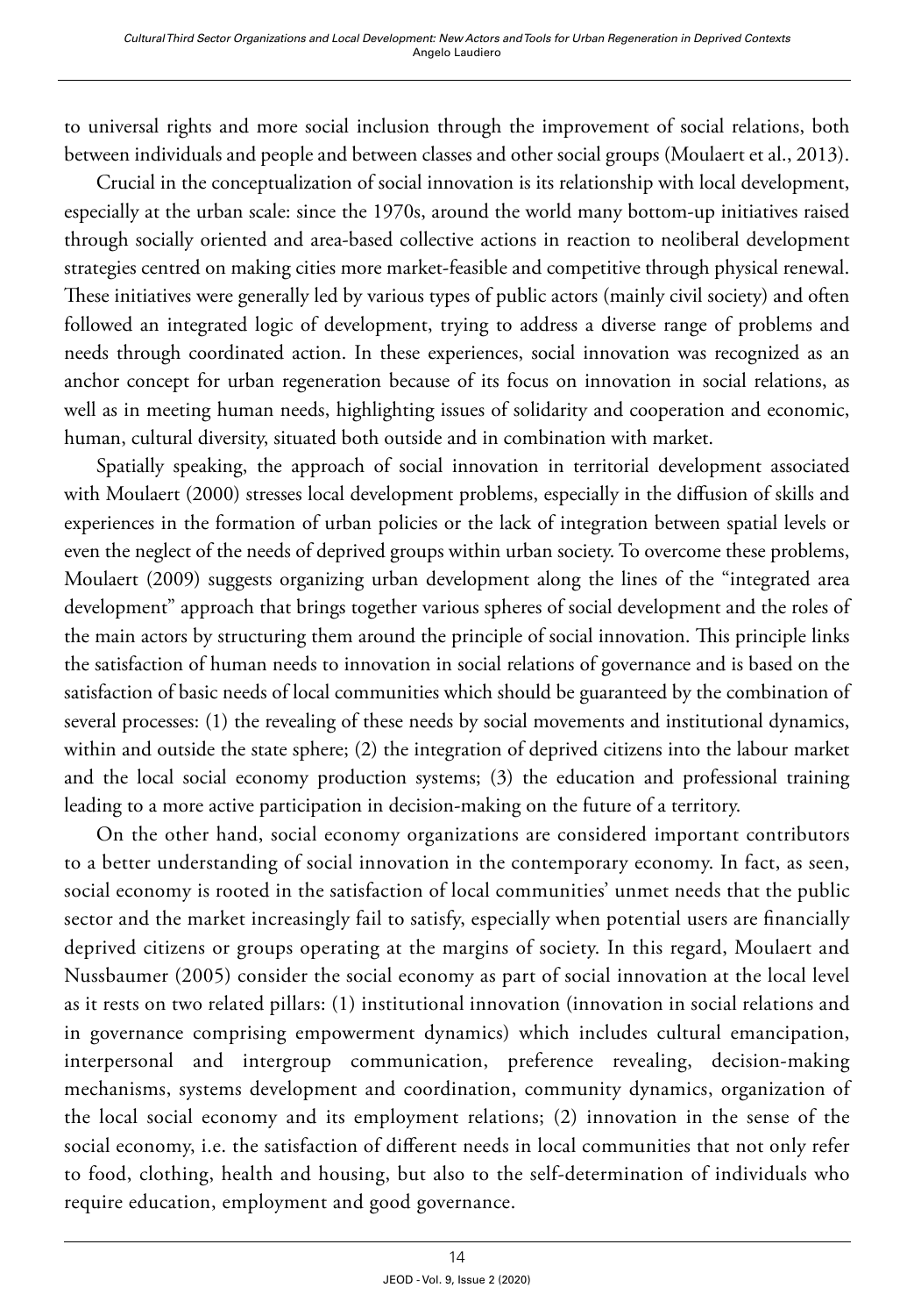to universal rights and more social inclusion through the improvement of social relations, both between individuals and people and between classes and other social groups (Moulaert et al., 2013).

Crucial in the conceptualization of social innovation is its relationship with local development, especially at the urban scale: since the 1970s, around the world many bottom-up initiatives raised through socially oriented and area-based collective actions in reaction to neoliberal development strategies centred on making cities more market-feasible and competitive through physical renewal. These initiatives were generally led by various types of public actors (mainly civil society) and often followed an integrated logic of development, trying to address a diverse range of problems and needs through coordinated action. In these experiences, social innovation was recognized as an anchor concept for urban regeneration because of its focus on innovation in social relations, as well as in meeting human needs, highlighting issues of solidarity and cooperation and economic, human, cultural diversity, situated both outside and in combination with market.

Spatially speaking, the approach of social innovation in territorial development associated with Moulaert (2000) stresses local development problems, especially in the diffusion of skills and experiences in the formation of urban policies or the lack of integration between spatial levels or even the neglect of the needs of deprived groups within urban society. To overcome these problems, Moulaert (2009) suggests organizing urban development along the lines of the "integrated area development" approach that brings together various spheres of social development and the roles of the main actors by structuring them around the principle of social innovation. This principle links the satisfaction of human needs to innovation in social relations of governance and is based on the satisfaction of basic needs of local communities which should be guaranteed by the combination of several processes: (1) the revealing of these needs by social movements and institutional dynamics, within and outside the state sphere; (2) the integration of deprived citizens into the labour market and the local social economy production systems; (3) the education and professional training leading to a more active participation in decision-making on the future of a territory.

On the other hand, social economy organizations are considered important contributors to a better understanding of social innovation in the contemporary economy. In fact, as seen, social economy is rooted in the satisfaction of local communities' unmet needs that the public sector and the market increasingly fail to satisfy, especially when potential users are financially deprived citizens or groups operating at the margins of society. In this regard, Moulaert and Nussbaumer (2005) consider the social economy as part of social innovation at the local level as it rests on two related pillars: (1) institutional innovation (innovation in social relations and in governance comprising empowerment dynamics) which includes cultural emancipation, interpersonal and intergroup communication, preference revealing, decision-making mechanisms, systems development and coordination, community dynamics, organization of the local social economy and its employment relations; (2) innovation in the sense of the social economy, i.e. the satisfaction of different needs in local communities that not only refer to food, clothing, health and housing, but also to the self-determination of individuals who require education, employment and good governance.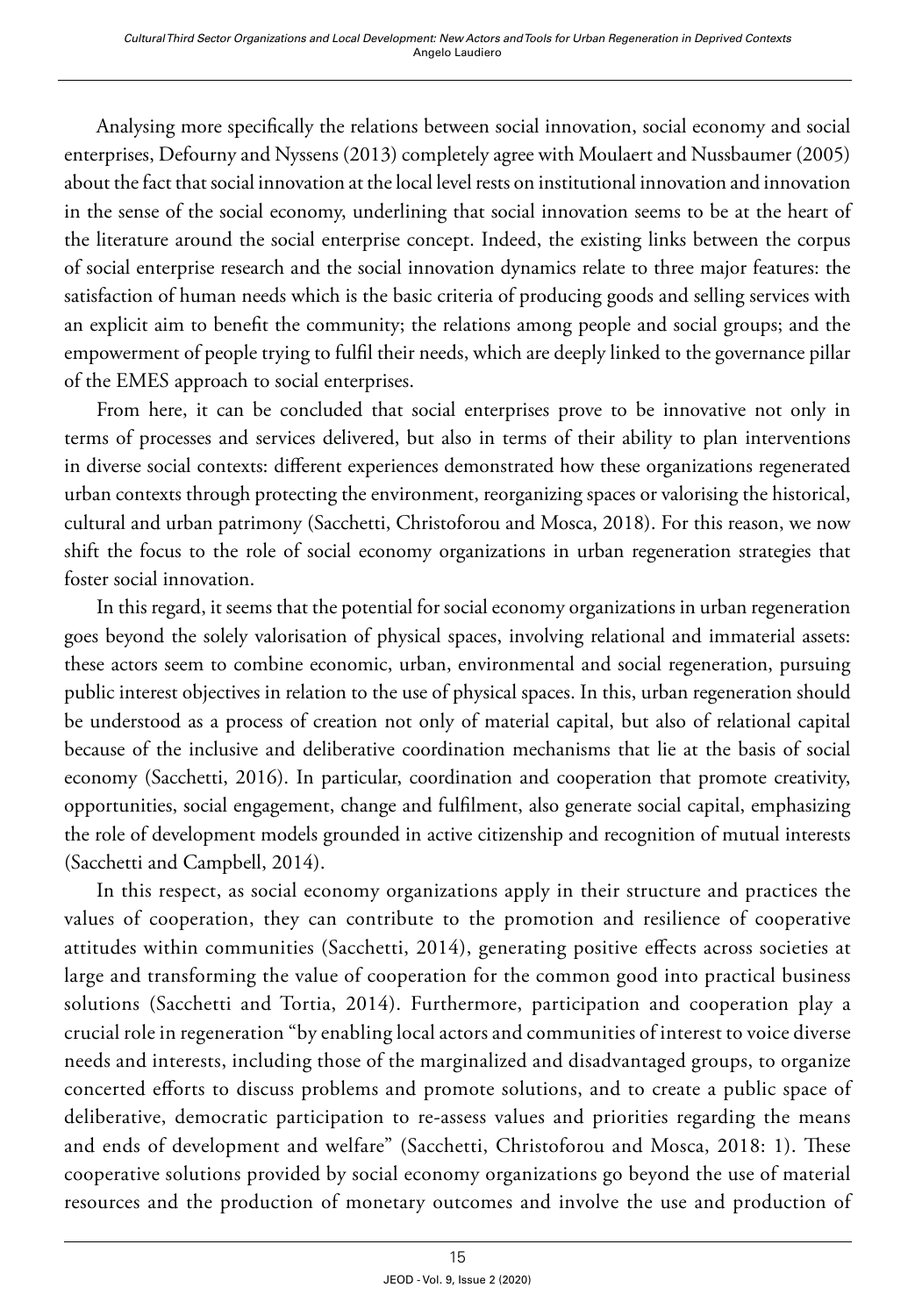Analysing more specifically the relations between social innovation, social economy and social enterprises, Defourny and Nyssens (2013) completely agree with Moulaert and Nussbaumer (2005) about the fact that social innovation at the local level rests on institutional innovation and innovation in the sense of the social economy, underlining that social innovation seems to be at the heart of the literature around the social enterprise concept. Indeed, the existing links between the corpus of social enterprise research and the social innovation dynamics relate to three major features: the satisfaction of human needs which is the basic criteria of producing goods and selling services with an explicit aim to benefit the community; the relations among people and social groups; and the empowerment of people trying to fulfil their needs, which are deeply linked to the governance pillar of the EMES approach to social enterprises.

From here, it can be concluded that social enterprises prove to be innovative not only in terms of processes and services delivered, but also in terms of their ability to plan interventions in diverse social contexts: different experiences demonstrated how these organizations regenerated urban contexts through protecting the environment, reorganizing spaces or valorising the historical, cultural and urban patrimony (Sacchetti, Christoforou and Mosca, 2018). For this reason, we now shift the focus to the role of social economy organizations in urban regeneration strategies that foster social innovation.

In this regard, it seems that the potential for social economy organizations in urban regeneration goes beyond the solely valorisation of physical spaces, involving relational and immaterial assets: these actors seem to combine economic, urban, environmental and social regeneration, pursuing public interest objectives in relation to the use of physical spaces. In this, urban regeneration should be understood as a process of creation not only of material capital, but also of relational capital because of the inclusive and deliberative coordination mechanisms that lie at the basis of social economy (Sacchetti, 2016). In particular, coordination and cooperation that promote creativity, opportunities, social engagement, change and fulfilment, also generate social capital, emphasizing the role of development models grounded in active citizenship and recognition of mutual interests (Sacchetti and Campbell, 2014).

In this respect, as social economy organizations apply in their structure and practices the values of cooperation, they can contribute to the promotion and resilience of cooperative attitudes within communities (Sacchetti, 2014), generating positive effects across societies at large and transforming the value of cooperation for the common good into practical business solutions (Sacchetti and Tortia, 2014). Furthermore, participation and cooperation play a crucial role in regeneration "by enabling local actors and communities of interest to voice diverse needs and interests, including those of the marginalized and disadvantaged groups, to organize concerted efforts to discuss problems and promote solutions, and to create a public space of deliberative, democratic participation to re-assess values and priorities regarding the means and ends of development and welfare" (Sacchetti, Christoforou and Mosca, 2018: 1). These cooperative solutions provided by social economy organizations go beyond the use of material resources and the production of monetary outcomes and involve the use and production of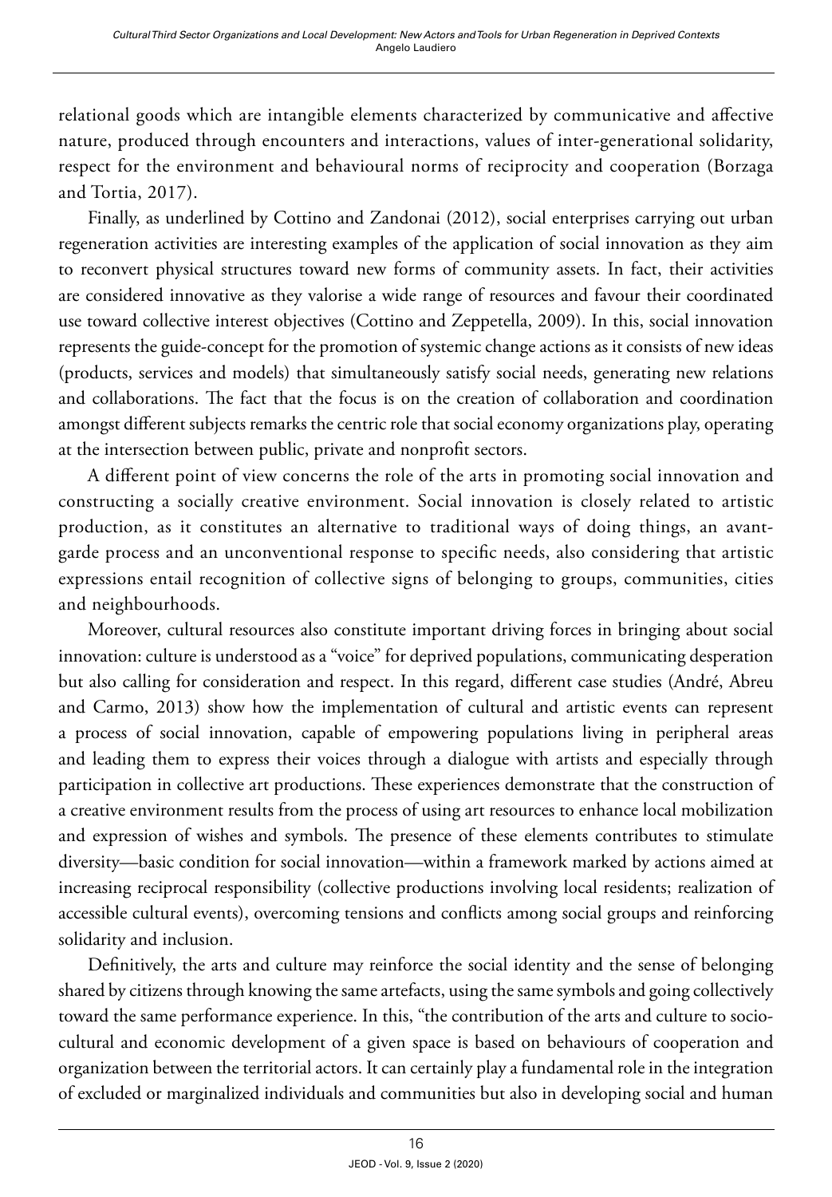relational goods which are intangible elements characterized by communicative and affective nature, produced through encounters and interactions, values of inter-generational solidarity, respect for the environment and behavioural norms of reciprocity and cooperation (Borzaga and Tortia, 2017).

Finally, as underlined by Cottino and Zandonai (2012), social enterprises carrying out urban regeneration activities are interesting examples of the application of social innovation as they aim to reconvert physical structures toward new forms of community assets. In fact, their activities are considered innovative as they valorise a wide range of resources and favour their coordinated use toward collective interest objectives (Cottino and Zeppetella, 2009). In this, social innovation represents the guide-concept for the promotion of systemic change actions as it consists of new ideas (products, services and models) that simultaneously satisfy social needs, generating new relations and collaborations. The fact that the focus is on the creation of collaboration and coordination amongst different subjects remarks the centric role that social economy organizations play, operating at the intersection between public, private and nonprofit sectors.

A different point of view concerns the role of the arts in promoting social innovation and constructing a socially creative environment. Social innovation is closely related to artistic production, as it constitutes an alternative to traditional ways of doing things, an avant-garde process and an unconventional response to specific needs, also considering that artistic expressions entail recognition of collective signs of belonging to groups, communities, cities and neighbourhoods.

Moreover, cultural resources also constitute important driving forces in bringing about social innovation: culture is understood as a "voice" for deprived populations, communicating desperation but also calling for consideration and respect. In this regard, different case studies (André, Abreu and Carmo, 2013) show how the implementation of cultural and artistic events can represent a process of social innovation, capable of empowering populations living in peripheral areas and leading them to express their voices through a dialogue with artists and especially through participation in collective art productions. These experiences demonstrate that the construction of a creative environment results from the process of using art resources to enhance local mobilization and expression of wishes and symbols. The presence of these elements contributes to stimulate diversity—basic condition for social innovation—within a framework marked by actions aimed at increasing reciprocal responsibility (collective productions involving local residents; realization of accessible cultural events), overcoming tensions and conflicts among social groups and reinforcing solidarity and inclusion.

Definitively, the arts and culture may reinforce the social identity and the sense of belonging shared by citizens through knowing the same artefacts, using the same symbols and going collectively toward the same performance experience. In this, "the contribution of the arts and culture to socio-cultural and economic development of a given space is based on behaviours of cooperation and organization between the territorial actors. It can certainly play a fundamental role in the integration of excluded or marginalized individuals and communities but also in developing social and human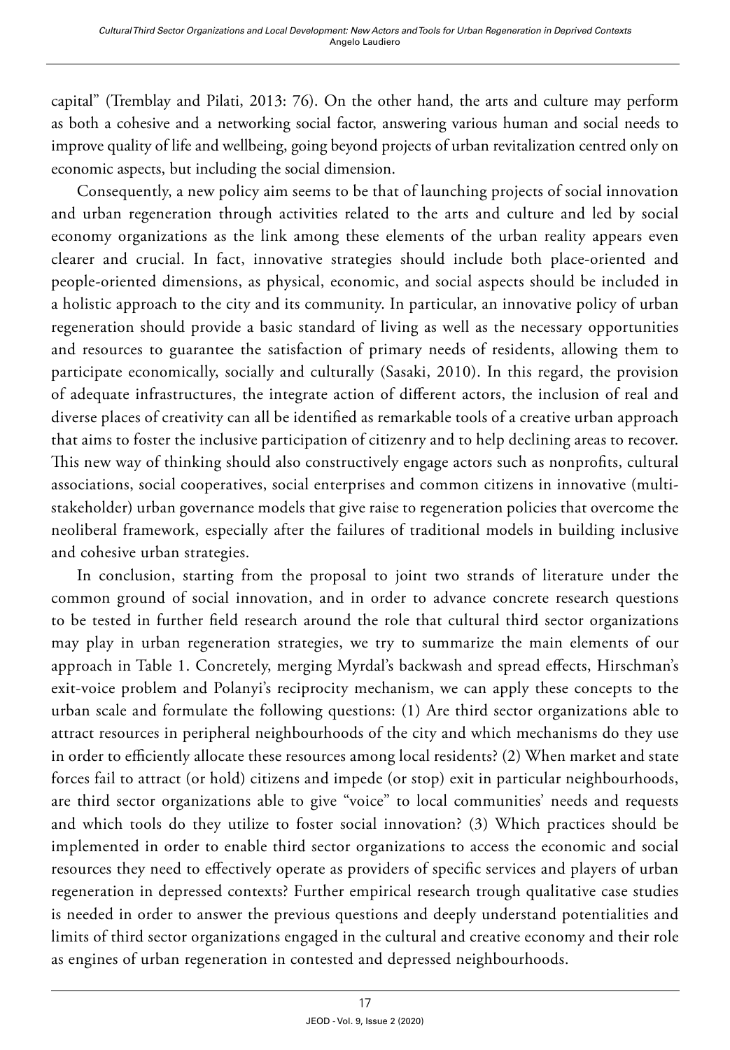capital" (Tremblay and Pilati, 2013: 76). On the other hand, the arts and culture may perform as both a cohesive and a networking social factor, answering various human and social needs to improve quality of life and wellbeing, going beyond projects of urban revitalization centred only on economic aspects, but including the social dimension.

Consequently, a new policy aim seems to be that of launching projects of social innovation and urban regeneration through activities related to the arts and culture and led by social economy organizations as the link among these elements of the urban reality appears even clearer and crucial. In fact, innovative strategies should include both place-oriented and people-oriented dimensions, as physical, economic, and social aspects should be included in a holistic approach to the city and its community. In particular, an innovative policy of urban regeneration should provide a basic standard of living as well as the necessary opportunities and resources to guarantee the satisfaction of primary needs of residents, allowing them to participate economically, socially and culturally (Sasaki, 2010). In this regard, the provision of adequate infrastructures, the integrate action of different actors, the inclusion of real and diverse places of creativity can all be identified as remarkable tools of a creative urban approach that aims to foster the inclusive participation of citizenry and to help declining areas to recover. This new way of thinking should also constructively engage actors such as nonprofits, cultural associations, social cooperatives, social enterprises and common citizens in innovative (multi-stakeholder) urban governance models that give raise to regeneration policies that overcome the neoliberal framework, especially after the failures of traditional models in building inclusive and cohesive urban strategies.

In conclusion, starting from the proposal to joint two strands of literature under the common ground of social innovation, and in order to advance concrete research questions to be tested in further field research around the role that cultural third sector organizations may play in urban regeneration strategies, we try to summarize the main elements of our approach in Table 1. Concretely, merging Myrdal's backwash and spread effects, Hirschman's exit-voice problem and Polanyi's reciprocity mechanism, we can apply these concepts to the urban scale and formulate the following questions: (1) Are third sector organizations able to attract resources in peripheral neighbourhoods of the city and which mechanisms do they use in order to efficiently allocate these resources among local residents? (2) When market and state forces fail to attract (or hold) citizens and impede (or stop) exit in particular neighbourhoods, are third sector organizations able to give "voice" to local communities' needs and requests and which tools do they utilize to foster social innovation? (3) Which practices should be implemented in order to enable third sector organizations to access the economic and social resources they need to effectively operate as providers of specific services and players of urban regeneration in depressed contexts? Further empirical research trough qualitative case studies is needed in order to answer the previous questions and deeply understand potentialities and limits of third sector organizations engaged in the cultural and creative economy and their role as engines of urban regeneration in contested and depressed neighbourhoods.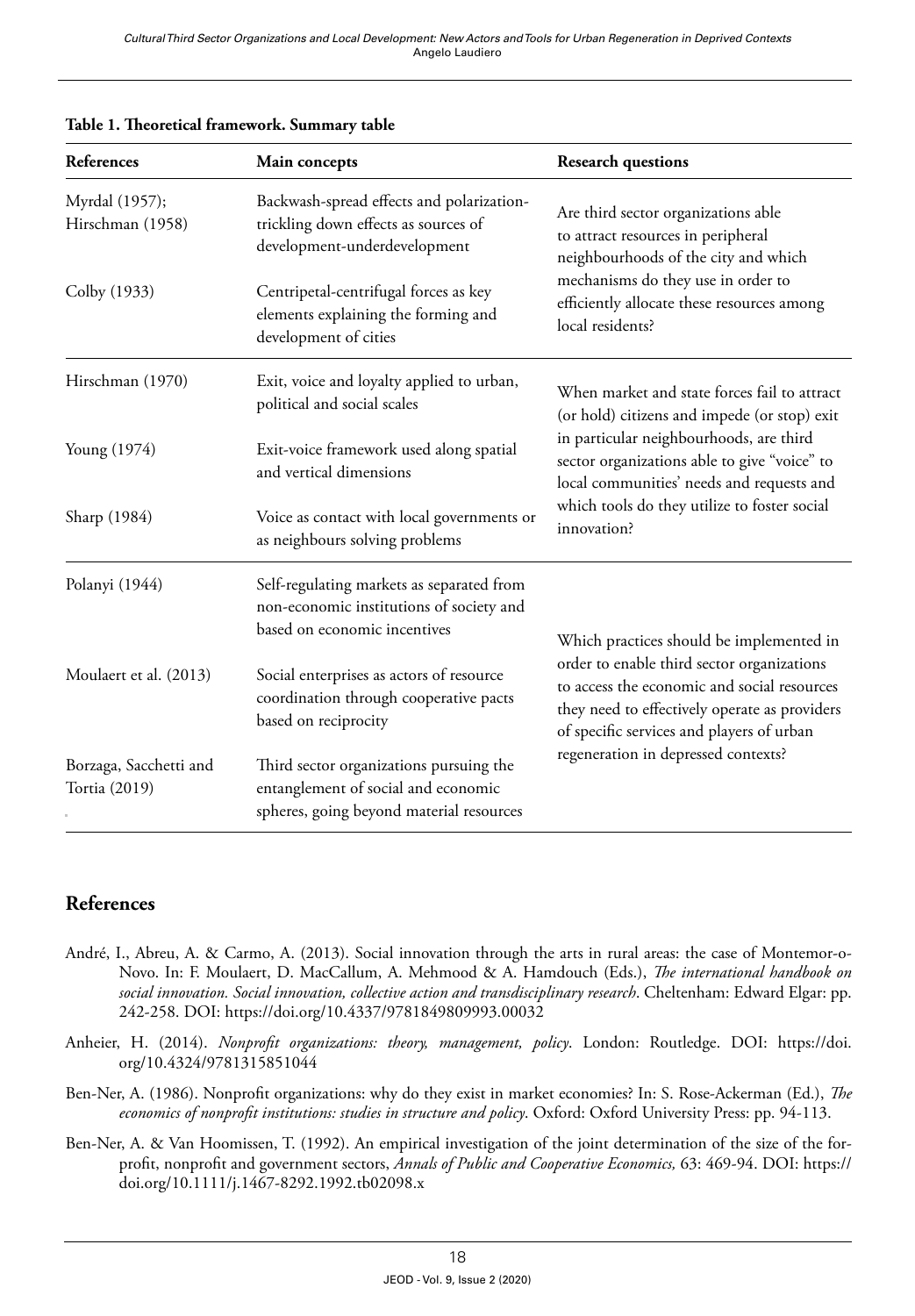**Table 1. Theoretical framework. Summary table**

| References | Main concepts | Research questions |
|---|---|---|
| Myrdal (1957); Hirschman (1958) | Backwash-spread effects and polarization-trickling down effects as sources of development-underdevelopment | Are third sector organizations able to attract resources in peripheral neighbourhoods of the city and which mechanisms do they use in order to efficiently allocate these resources among local residents? |
| Colby (1933) | Centripetal-centrifugal forces as key elements explaining the forming and development of cities | |
| Hirschman (1970) | Exit, voice and loyalty applied to urban, political and social scales | When market and state forces fail to attract (or hold) citizens and impede (or stop) exit in particular neighbourhoods, are third sector organizations able to give "voice" to local communities' needs and requests and which tools do they utilize to foster social innovation? |
| Young (1974) | Exit-voice framework used along spatial and vertical dimensions | |
| Sharp (1984) | Voice as contact with local governments or as neighbours solving problems | |
| Polanyi (1944) | Self-regulating markets as separated from non-economic institutions of society and based on economic incentives | Which practices should be implemented in order to enable third sector organizations to access the economic and social resources they need to effectively operate as providers of specific services and players of urban regeneration in depressed contexts? |
| Moulaert et al. (2013) | Social enterprises as actors of resource coordination through cooperative pacts based on reciprocity | |
| Borzaga, Sacchetti and Tortia (2019) | Third sector organizations pursuing the entanglement of social and economic spheres, going beyond material resources | |

## References

André, I., Abreu, A. & Carmo, A. (2013). Social innovation through the arts in rural areas: the case of Montemor-o-Novo. In: F. Moulaert, D. MacCallum, A. Mehmood & A. Hamdouch (Eds.), *The international handbook on social innovation. Social innovation, collective action and transdisciplinary research*. Cheltenham: Edward Elgar: pp. 242-258. DOI: https://doi.org/10.4337/9781849809993.00032

Anheier, H. (2014). *Nonprofit organizations: theory, management, policy*. London: Routledge. DOI: https://doi.org/10.4324/9781315851044

Ben-Ner, A. (1986). Nonprofit organizations: why do they exist in market economies? In: S. Rose-Ackerman (Ed.), *The economics of nonprofit institutions: studies in structure and policy*. Oxford: Oxford University Press: pp. 94-113.

Ben-Ner, A. & Van Hoomissen, T. (1992). An empirical investigation of the joint determination of the size of the for-profit, nonprofit and government sectors, *Annals of Public and Cooperative Economics,* 63: 469-94. DOI: https://doi.org/10.1111/j.1467-8292.1992.tb02098.x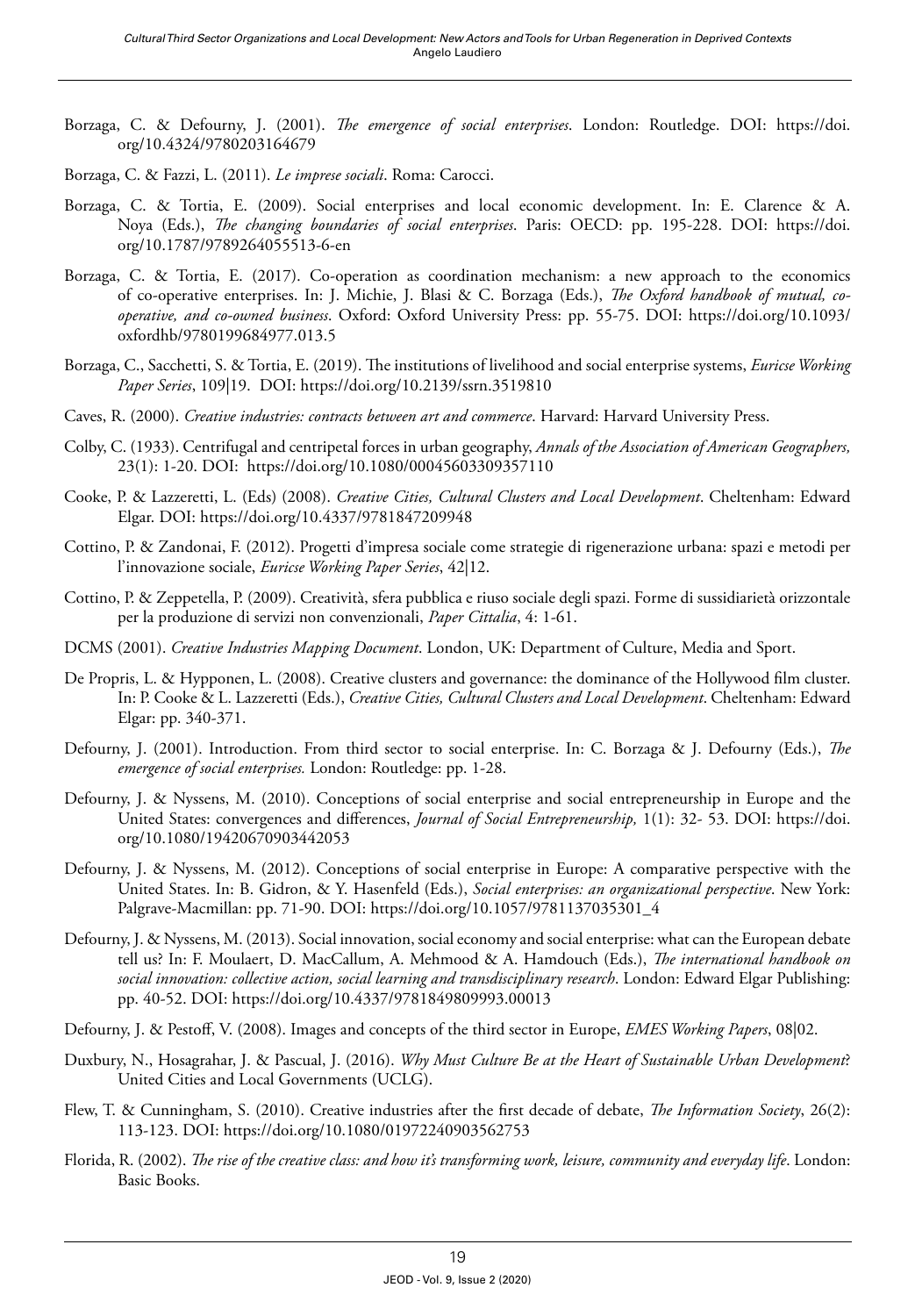Borzaga, C. & Defourny, J. (2001). *The emergence of social enterprises*. London: Routledge. DOI: https://doi.org/10.4324/9780203164679

Borzaga, C. & Fazzi, L. (2011). *Le imprese sociali*. Roma: Carocci.

Borzaga, C. & Tortia, E. (2009). Social enterprises and local economic development. In: E. Clarence & A. Noya (Eds.), *The changing boundaries of social enterprises*. Paris: OECD: pp. 195-228. DOI: https://doi.org/10.1787/9789264055513-6-en

Borzaga, C. & Tortia, E. (2017). Co-operation as coordination mechanism: a new approach to the economics of co-operative enterprises. In: J. Michie, J. Blasi & C. Borzaga (Eds.), *The Oxford handbook of mutual, co-operative, and co-owned business*. Oxford: Oxford University Press: pp. 55-75. DOI: https://doi.org/10.1093/oxfordhb/9780199684977.013.5

Borzaga, C., Sacchetti, S. & Tortia, E. (2019). The institutions of livelihood and social enterprise systems, *Euricse Working Paper Series*, 109|19. DOI: https://doi.org/10.2139/ssrn.3519810

Caves, R. (2000). *Creative industries: contracts between art and commerce*. Harvard: Harvard University Press.

Colby, C. (1933). Centrifugal and centripetal forces in urban geography, *Annals of the Association of American Geographers,* 23(1): 1-20. DOI: https://doi.org/10.1080/00045603309357110

Cooke, P. & Lazzeretti, L. (Eds) (2008). *Creative Cities, Cultural Clusters and Local Development*. Cheltenham: Edward Elgar. DOI: https://doi.org/10.4337/9781847209948

Cottino, P. & Zandonai, F. (2012). Progetti d'impresa sociale come strategie di rigenerazione urbana: spazi e metodi per l'innovazione sociale, *Euricse Working Paper Series*, 42|12.

Cottino, P. & Zeppetella, P. (2009). Creatività, sfera pubblica e riuso sociale degli spazi. Forme di sussidiarietà orizzontale per la produzione di servizi non convenzionali, *Paper Cittalia*, 4: 1-61.

DCMS (2001). *Creative Industries Mapping Document*. London, UK: Department of Culture, Media and Sport.

De Propris, L. & Hypponen, L. (2008). Creative clusters and governance: the dominance of the Hollywood film cluster. In: P. Cooke & L. Lazzeretti (Eds.), *Creative Cities, Cultural Clusters and Local Development*. Cheltenham: Edward Elgar: pp. 340-371.

Defourny, J. (2001). Introduction. From third sector to social enterprise. In: C. Borzaga & J. Defourny (Eds.), *The emergence of social enterprises.* London: Routledge: pp. 1-28.

Defourny, J. & Nyssens, M. (2010). Conceptions of social enterprise and social entrepreneurship in Europe and the United States: convergences and differences, *Journal of Social Entrepreneurship,* 1(1): 32- 53. DOI: https://doi.org/10.1080/19420670903442053

Defourny, J. & Nyssens, M. (2012). Conceptions of social enterprise in Europe: A comparative perspective with the United States. In: B. Gidron, & Y. Hasenfeld (Eds.), *Social enterprises: an organizational perspective*. New York: Palgrave-Macmillan: pp. 71-90. DOI: https://doi.org/10.1057/9781137035301_4

Defourny, J. & Nyssens, M. (2013). Social innovation, social economy and social enterprise: what can the European debate tell us? In: F. Moulaert, D. MacCallum, A. Mehmood & A. Hamdouch (Eds.), *The international handbook on social innovation: collective action, social learning and transdisciplinary research*. London: Edward Elgar Publishing: pp. 40-52. DOI: https://doi.org/10.4337/9781849809993.00013

Defourny, J. & Pestoff, V. (2008). Images and concepts of the third sector in Europe, *EMES Working Papers*, 08|02.

Duxbury, N., Hosagrahar, J. & Pascual, J. (2016). *Why Must Culture Be at the Heart of Sustainable Urban Development*? United Cities and Local Governments (UCLG).

Flew, T. & Cunningham, S. (2010). Creative industries after the first decade of debate, *The Information Society*, 26(2): 113-123. DOI: https://doi.org/10.1080/01972240903562753

Florida, R. (2002). *The rise of the creative class: and how it's transforming work, leisure, community and everyday life*. London: Basic Books.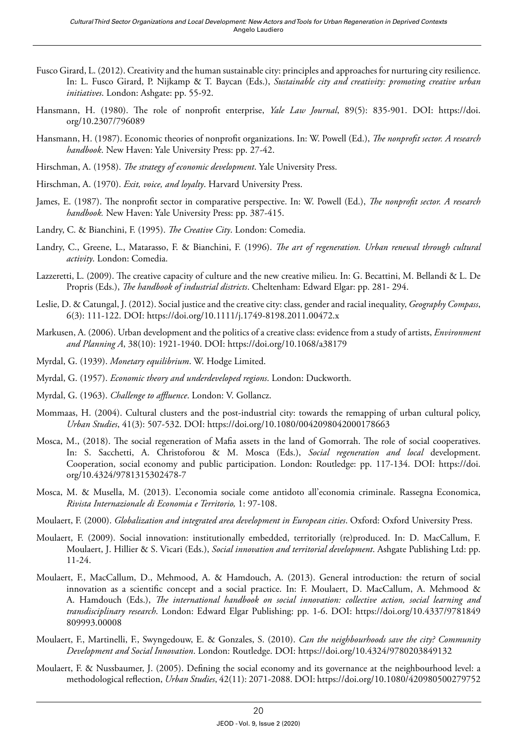Fusco Girard, L. (2012). Creativity and the human sustainable city: principles and approaches for nurturing city resilience. In: L. Fusco Girard, P. Nijkamp & T. Baycan (Eds.), *Sustainable city and creativity: promoting creative urban initiatives*. London: Ashgate: pp. 55-92.

Hansmann, H. (1980). The role of nonprofit enterprise, *Yale Law Journal*, 89(5): 835-901. DOI: https://doi.org/10.2307/796089

Hansmann, H. (1987). Economic theories of nonprofit organizations. In: W. Powell (Ed.), *The nonprofit sector. A research handbook*. New Haven: Yale University Press: pp. 27-42.

Hirschman, A. (1958). *The strategy of economic development*. Yale University Press.

Hirschman, A. (1970). *Exit, voice, and loyalty*. Harvard University Press.

James, E. (1987). The nonprofit sector in comparative perspective. In: W. Powell (Ed.), *The nonprofit sector. A research handbook.* New Haven: Yale University Press: pp. 387-415.

Landry, C. & Bianchini, F. (1995). *The Creative City*. London: Comedia.

Landry, C., Greene, L., Matarasso, F. & Bianchini, F. (1996). *The art of regeneration. Urban renewal through cultural activity*. London: Comedia.

Lazzeretti, L. (2009). The creative capacity of culture and the new creative milieu. In: G. Becattini, M. Bellandi & L. De Propris (Eds.), *The handbook of industrial districts*. Cheltenham: Edward Elgar: pp. 281- 294.

Leslie, D. & Catungal, J. (2012). Social justice and the creative city: class, gender and racial inequality, *Geography Compass*, 6(3): 111-122. DOI: https://doi.org/10.1111/j.1749-8198.2011.00472.x

Markusen, A. (2006). Urban development and the politics of a creative class: evidence from a study of artists, *Environment and Planning A*, 38(10): 1921-1940. DOI: https://doi.org/10.1068/a38179

Myrdal, G. (1939). *Monetary equilibrium*. W. Hodge Limited.

Myrdal, G. (1957). *Economic theory and underdeveloped regions*. London: Duckworth.

Myrdal, G. (1963). *Challenge to affluence*. London: V. Gollancz.

Mommaas, H. (2004). Cultural clusters and the post-industrial city: towards the remapping of urban cultural policy, *Urban Studies*, 41(3): 507-532. DOI: https://doi.org/10.1080/0042098042000178663

Mosca, M., (2018). The social regeneration of Mafia assets in the land of Gomorrah. The role of social cooperatives. In: S. Sacchetti, A. Christoforou & M. Mosca (Eds.), *Social regeneration and local* development. Cooperation, social economy and public participation. London: Routledge: pp. 117-134. DOI: https://doi.org/10.4324/9781315302478-7

Mosca, M. & Musella, M. (2013). L'economia sociale come antidoto all'economia criminale. Rassegna Economica, *Rivista Internazionale di Economia e Territorio,* 1: 97-108.

Moulaert, F. (2000). *Globalization and integrated area development in European cities*. Oxford: Oxford University Press.

Moulaert, F. (2009). Social innovation: institutionally embedded, territorially (re)produced. In: D. MacCallum, F. Moulaert, J. Hillier & S. Vicari (Eds.), *Social innovation and territorial development*. Ashgate Publishing Ltd: pp. 11-24.

Moulaert, F., MacCallum, D., Mehmood, A. & Hamdouch, A. (2013). General introduction: the return of social innovation as a scientific concept and a social practice. In: F. Moulaert, D. MacCallum, A. Mehmood & A. Hamdouch (Eds.), *The international handbook on social innovation: collective action, social learning and transdisciplinary research*. London: Edward Elgar Publishing: pp. 1-6. DOI: https://doi.org/10.4337/9781849809993.00008

Moulaert, F., Martinelli, F., Swyngedouw, E. & Gonzales, S. (2010). *Can the neighbourhoods save the city? Community Development and Social Innovation*. London: Routledge. DOI: https://doi.org/10.4324/9780203849132

Moulaert, F. & Nussbaumer, J. (2005). Defining the social economy and its governance at the neighbourhood level: a methodological reflection, *Urban Studies*, 42(11): 2071-2088. DOI: https://doi.org/10.1080/420980500279752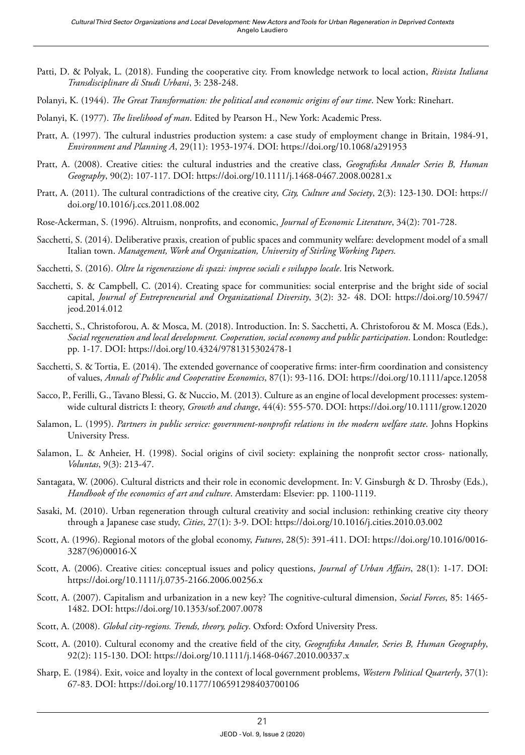Patti, D. & Polyak, L. (2018). Funding the cooperative city. From knowledge network to local action, *Rivista Italiana Transdisciplinare di Studi Urbani*, 3: 238-248.

Polanyi, K. (1944). *The Great Transformation: the political and economic origins of our time*. New York: Rinehart.

Polanyi, K. (1977). *The livelihood of man*. Edited by Pearson H., New York: Academic Press.

Pratt, A. (1997). The cultural industries production system: a case study of employment change in Britain, 1984-91, *Environment and Planning A*, 29(11): 1953-1974. DOI: https://doi.org/10.1068/a291953

Pratt, A. (2008). Creative cities: the cultural industries and the creative class, *Geografiska Annaler Series B, Human Geography*, 90(2): 107-117. DOI: https://doi.org/10.1111/j.1468-0467.2008.00281.x

Pratt, A. (2011). The cultural contradictions of the creative city, *City, Culture and Society*, 2(3): 123-130. DOI: https://doi.org/10.1016/j.ccs.2011.08.002

Rose-Ackerman, S. (1996). Altruism, nonprofits, and economic, *Journal of Economic Literature*, 34(2): 701-728.

Sacchetti, S. (2014). Deliberative praxis, creation of public spaces and community welfare: development model of a small Italian town. *Management, Work and Organization, University of Stirling Working Papers.*

Sacchetti, S. (2016). *Oltre la rigenerazione di spazi: imprese sociali e sviluppo locale*. Iris Network.

Sacchetti, S. & Campbell, C. (2014). Creating space for communities: social enterprise and the bright side of social capital, *Journal of Entrepreneurial and Organizational Diversity*, 3(2): 32- 48. DOI: https://doi.org/10.5947/jeod.2014.012

Sacchetti, S., Christoforou, A. & Mosca, M. (2018). Introduction. In: S. Sacchetti, A. Christoforou & M. Mosca (Eds.), *Social regeneration and local development. Cooperation, social economy and public participation*. London: Routledge: pp. 1-17. DOI: https://doi.org/10.4324/9781315302478-1

Sacchetti, S. & Tortia, E. (2014). The extended governance of cooperative firms: inter-firm coordination and consistency of values, *Annals of Public and Cooperative Economics*, 87(1): 93-116. DOI: https://doi.org/10.1111/apce.12058

Sacco, P., Ferilli, G., Tavano Blessi, G. & Nuccio, M. (2013). Culture as an engine of local development processes: system-wide cultural districts I: theory, *Growth and change*, 44(4): 555-570. DOI: https://doi.org/10.1111/grow.12020

Salamon, L. (1995). *Partners in public service: government-nonprofit relations in the modern welfare state*. Johns Hopkins University Press.

Salamon, L. & Anheier, H. (1998). Social origins of civil society: explaining the nonprofit sector cross- nationally, *Voluntas*, 9(3): 213-47.

Santagata, W. (2006). Cultural districts and their role in economic development. In: V. Ginsburgh & D. Throsby (Eds.), *Handbook of the economics of art and culture*. Amsterdam: Elsevier: pp. 1100-1119.

Sasaki, M. (2010). Urban regeneration through cultural creativity and social inclusion: rethinking creative city theory through a Japanese case study, *Cities*, 27(1): 3-9. DOI: https://doi.org/10.1016/j.cities.2010.03.002

Scott, A. (1996). Regional motors of the global economy, *Futures*, 28(5): 391-411. DOI: https://doi.org/10.1016/0016-3287(96)00016-X

Scott, A. (2006). Creative cities: conceptual issues and policy questions, *Journal of Urban Affairs*, 28(1): 1-17. DOI: https://doi.org/10.1111/j.0735-2166.2006.00256.x

Scott, A. (2007). Capitalism and urbanization in a new key? The cognitive-cultural dimension, *Social Forces*, 85: 1465-1482. DOI: https://doi.org/10.1353/sof.2007.0078

Scott, A. (2008). *Global city-regions. Trends, theory, policy*. Oxford: Oxford University Press.

Scott, A. (2010). Cultural economy and the creative field of the city, *Geografiska Annaler, Series B, Human Geography*, 92(2): 115-130. DOI: https://doi.org/10.1111/j.1468-0467.2010.00337.x

Sharp, E. (1984). Exit, voice and loyalty in the context of local government problems, *Western Political Quarterly*, 37(1): 67-83. DOI: https://doi.org/10.1177/106591298403700106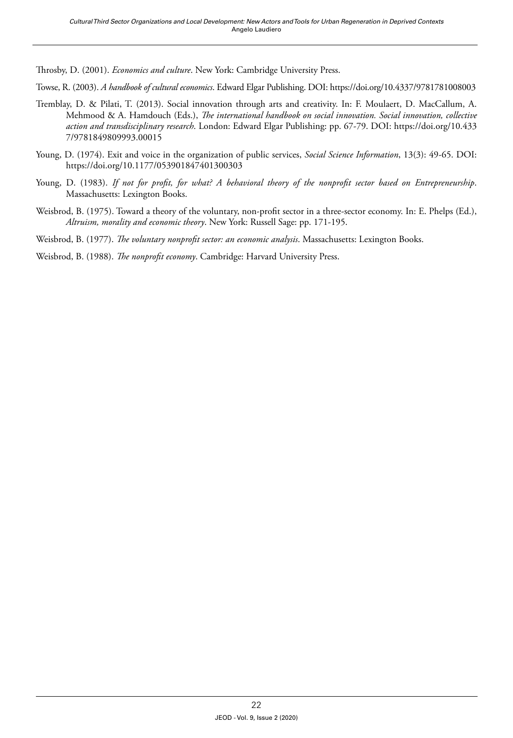Throsby, D. (2001). *Economics and culture*. New York: Cambridge University Press.

Towse, R. (2003). *A handbook of cultural economics*. Edward Elgar Publishing. DOI: https://doi.org/10.4337/9781781008003

Tremblay, D. & Pilati, T. (2013). Social innovation through arts and creativity. In: F. Moulaert, D. MacCallum, A. Mehmood & A. Hamdouch (Eds.), *The international handbook on social innovation. Social innovation, collective action and transdisciplinary research*. London: Edward Elgar Publishing: pp. 67-79. DOI: https://doi.org/10.4337/9781849809993.00015

Young, D. (1974). Exit and voice in the organization of public services, *Social Science Information*, 13(3): 49-65. DOI: https://doi.org/10.1177/053901847401300303

Young, D. (1983). *If not for profit, for what? A behavioral theory of the nonprofit sector based on Entrepreneurship*. Massachusetts: Lexington Books.

Weisbrod, B. (1975). Toward a theory of the voluntary, non-profit sector in a three-sector economy. In: E. Phelps (Ed.), *Altruism, morality and economic theory*. New York: Russell Sage: pp. 171-195.

Weisbrod, B. (1977). *The voluntary nonprofit sector: an economic analysis*. Massachusetts: Lexington Books.

Weisbrod, B. (1988). *The nonprofit economy*. Cambridge: Harvard University Press.